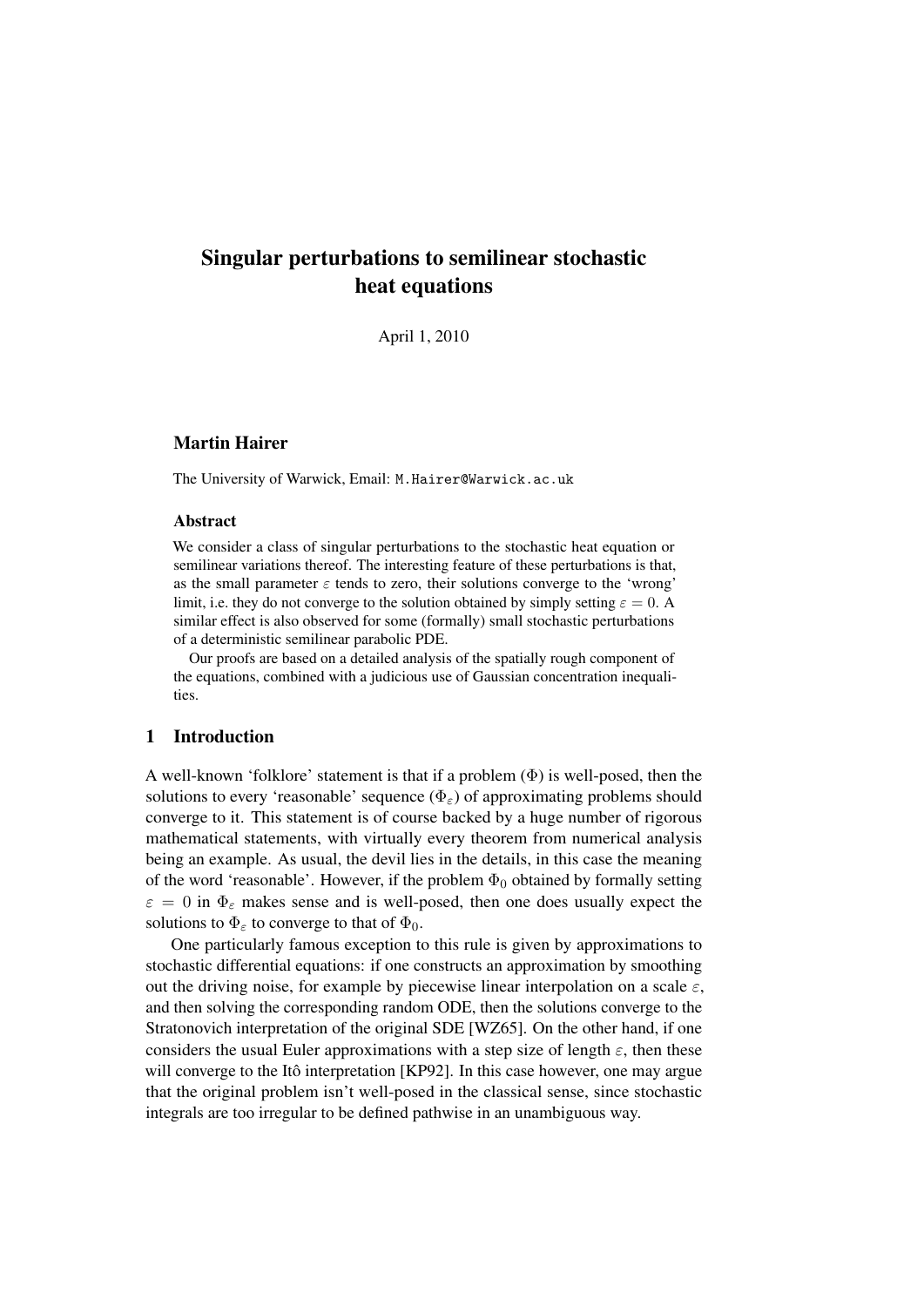# Singular perturbations to semilinear stochastic heat equations

April 1, 2010

**Martin Hairer**

The University of Warwick, Email: M.Hairer@Warwick.ac.uk

### Abstract

We consider a class of singular perturbations to the stochastic heat equation or semilinear variations thereof. The interesting feature of these perturbations is that, as the small parameter $\varepsilon$ tends to zero, their solutions converge to the 'wrong' limit, i.e. they do not converge to the solution obtained by simply setting $\varepsilon = 0$. A similar effect is also observed for some (formally) small stochastic perturbations of a deterministic semilinear parabolic PDE.

Our proofs are based on a detailed analysis of the spatially rough component of the equations, combined with a judicious use of Gaussian concentration inequalities.

## 1 Introduction

A well-known 'folklore' statement is that if a problem $(\Phi)$ is well-posed, then the solutions to every 'reasonable' sequence $(\Phi_\varepsilon)$ of approximating problems should converge to it. This statement is of course backed by a huge number of rigorous mathematical statements, with virtually every theorem from numerical analysis being an example. As usual, the devil lies in the details, in this case the meaning of the word 'reasonable'. However, if the problem $\Phi_0$ obtained by formally setting $\varepsilon = 0$ in $\Phi_\varepsilon$ makes sense and is well-posed, then one does usually expect the solutions to $\Phi_\varepsilon$ to converge to that of $\Phi_0$.

One particularly famous exception to this rule is given by approximations to stochastic differential equations: if one constructs an approximation by smoothing out the driving noise, for example by piecewise linear interpolation on a scale $\varepsilon$, and then solving the corresponding random ODE, then the solutions converge to the Stratonovich interpretation of the original SDE [WZ65]. On the other hand, if one considers the usual Euler approximations with a step size of length $\varepsilon$, then these will converge to the Itô interpretation [KP92]. In this case however, one may argue that the original problem isn't well-posed in the classical sense, since stochastic integrals are too irregular to be defined pathwise in an unambiguous way.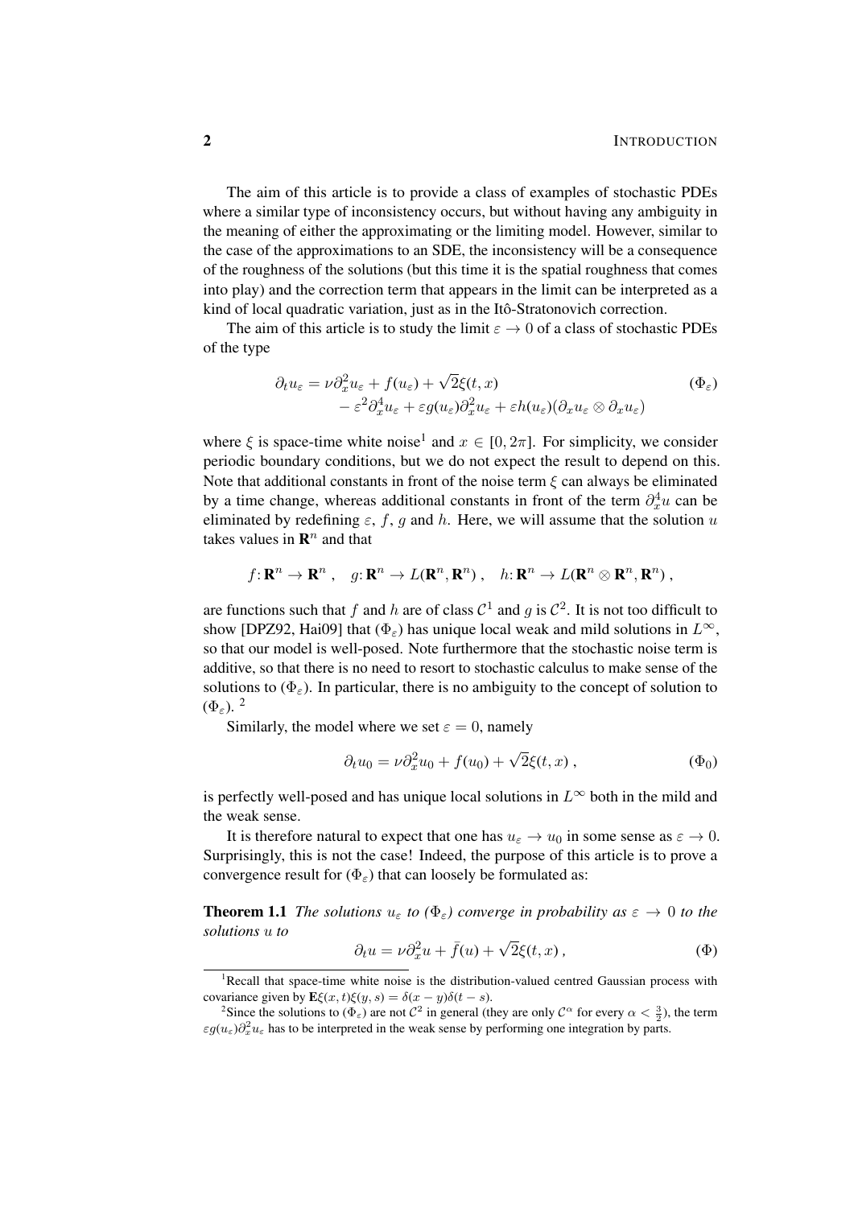The aim of this article is to provide a class of examples of stochastic PDEs where a similar type of inconsistency occurs, but without having any ambiguity in the meaning of either the approximating or the limiting model. However, similar to the case of the approximations to an SDE, the inconsistency will be a consequence of the roughness of the solutions (but this time it is the spatial roughness that comes into play) and the correction term that appears in the limit can be interpreted as a kind of local quadratic variation, just as in the Itô-Stratonovich correction.

The aim of this article is to study the limit $\varepsilon \to 0$ of a class of stochastic PDEs of the type

$$\begin{aligned} \partial_t u_\varepsilon = \nu \partial_x^2 u_\varepsilon + f(u_\varepsilon) + \sqrt{2}\xi(t,x) \\ - \varepsilon^2 \partial_x^4 u_\varepsilon + \varepsilon g(u_\varepsilon)\partial_x^2 u_\varepsilon + \varepsilon h(u_\varepsilon)(\partial_x u_\varepsilon \otimes \partial_x u_\varepsilon) \end{aligned} \tag{$\Phi_\varepsilon$}$$

where $\xi$ is space-time white noise[1] and $x \in [0, 2\pi]$. For simplicity, we consider periodic boundary conditions, but we do not expect the result to depend on this. Note that additional constants in front of the noise term $\xi$ can always be eliminated by a time change, whereas additional constants in front of the term $\partial_x^4 u$ can be eliminated by redefining $\varepsilon$, $f$, $g$ and $h$. Here, we will assume that the solution $u$ takes values in $\mathbf{R}^n$ and that

$$f\colon \mathbf{R}^n \to \mathbf{R}^n\;, \quad g\colon \mathbf{R}^n \to L(\mathbf{R}^n, \mathbf{R}^n)\;, \quad h\colon \mathbf{R}^n \to L(\mathbf{R}^n \otimes \mathbf{R}^n, \mathbf{R}^n)\;,$$

are functions such that $f$ and $h$ are of class $\mathcal{C}^1$ and $g$ is $\mathcal{C}^2$. It is not too difficult to show [DPZ92, Hai09] that ($\Phi_\varepsilon$) has unique local weak and mild solutions in $L^\infty$, so that our model is well-posed. Note furthermore that the stochastic noise term is additive, so that there is no need to resort to stochastic calculus to make sense of the solutions to ($\Phi_\varepsilon$). In particular, there is no ambiguity to the concept of solution to ($\Phi_\varepsilon$). [2]

Similarly, the model where we set $\varepsilon = 0$, namely

$$\partial_t u_0 = \nu \partial_x^2 u_0 + f(u_0) + \sqrt{2}\xi(t,x)\;, \tag{$\Phi_0$}$$

is perfectly well-posed and has unique local solutions in $L^\infty$ both in the mild and the weak sense.

It is therefore natural to expect that one has $u_\varepsilon \to u_0$ in some sense as $\varepsilon \to 0$. Surprisingly, this is not the case! Indeed, the purpose of this article is to prove a convergence result for ($\Phi_\varepsilon$) that can loosely be formulated as:

**Theorem 1.1** *The solutions $u_\varepsilon$ to ($\Phi_\varepsilon$) converge in probability as $\varepsilon \to 0$ to the solutions $u$ to*

$$\partial_t u = \nu \partial_x^2 u + \bar{f}(u) + \sqrt{2}\xi(t,x)\;, \tag{$\Phi$}$$

[1] Recall that space-time white noise is the distribution-valued centred Gaussian process with covariance given by $\mathbf{E}\xi(x,t)\xi(y,s) = \delta(x-y)\delta(t-s)$.

[2] Since the solutions to ($\Phi_\varepsilon$) are not $\mathcal{C}^2$ in general (they are only $\mathcal{C}^\alpha$ for every $\alpha < \frac{3}{2}$), the term $\varepsilon g(u_\varepsilon)\partial_x^2 u_\varepsilon$ has to be interpreted in the weak sense by performing one integration by parts.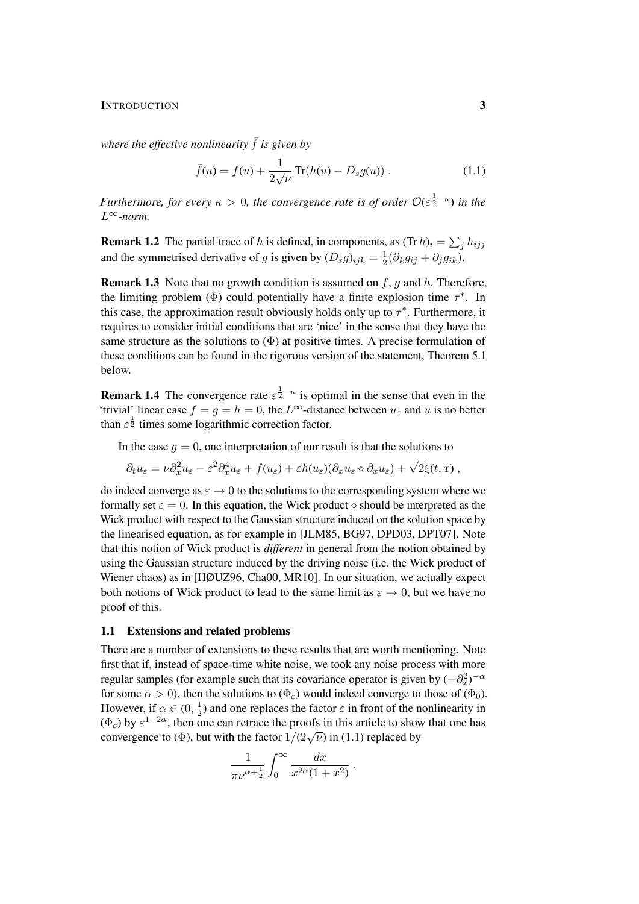*where the effective nonlinearity $\bar{f}$ is given by*

$$\bar{f}(u) = f(u) + \frac{1}{2\sqrt{\nu}} \operatorname{Tr}(h(u) - D_s g(u)) \; . \tag{1.1}$$

*Furthermore, for every $\kappa > 0$, the convergence rate is of order $\mathcal{O}(\varepsilon^{\frac{1}{2}-\kappa})$ in the $L^\infty$-norm.*

**Remark 1.2** The partial trace of $h$ is defined, in components, as $(\operatorname{Tr} h)_i = \sum_j h_{ijj}$ and the symmetrised derivative of $g$ is given by $(D_s g)_{ijk} = \frac{1}{2}(\partial_k g_{ij} + \partial_j g_{ik})$.

**Remark 1.3** Note that no growth condition is assumed on $f$, $g$ and $h$. Therefore, the limiting problem ($\Phi$) could potentially have a finite explosion time $\tau^*$. In this case, the approximation result obviously holds only up to $\tau^*$. Furthermore, it requires to consider initial conditions that are 'nice' in the sense that they have the same structure as the solutions to ($\Phi$) at positive times. A precise formulation of these conditions can be found in the rigorous version of the statement, Theorem 5.1 below.

**Remark 1.4** The convergence rate $\varepsilon^{\frac{1}{2}-\kappa}$ is optimal in the sense that even in the 'trivial' linear case $f = g = h = 0$, the $L^\infty$-distance between $u_\varepsilon$ and $u$ is no better than $\varepsilon^{\frac{1}{2}}$ times some logarithmic correction factor.

In the case $g = 0$, one interpretation of our result is that the solutions to

$$\partial_t u_\varepsilon = \nu \partial_x^2 u_\varepsilon - \varepsilon^2 \partial_x^4 u_\varepsilon + f(u_\varepsilon) + \varepsilon h(u_\varepsilon)(\partial_x u_\varepsilon \diamond \partial_x u_\varepsilon) + \sqrt{2}\xi(t,x) \; ,$$

do indeed converge as $\varepsilon \to 0$ to the solutions to the corresponding system where we formally set $\varepsilon = 0$. In this equation, the Wick product $\diamond$ should be interpreted as the Wick product with respect to the Gaussian structure induced on the solution space by the linearised equation, as for example in [JLM85, BG97, DPD03, DPT07]. Note that this notion of Wick product is *different* in general from the notion obtained by using the Gaussian structure induced by the driving noise (i.e. the Wick product of Wiener chaos) as in [HØUZ96, Cha00, MR10]. In our situation, we actually expect both notions of Wick product to lead to the same limit as $\varepsilon \to 0$, but we have no proof of this.

## 1.1 Extensions and related problems

There are a number of extensions to these results that are worth mentioning. Note first that if, instead of space-time white noise, we took any noise process with more regular samples (for example such that its covariance operator is given by $(-\partial_x^2)^{-\alpha}$ for some $\alpha > 0$), then the solutions to ($\Phi_\varepsilon$) would indeed converge to those of ($\Phi_0$). However, if $\alpha \in (0, \frac{1}{2})$ and one replaces the factor $\varepsilon$ in front of the nonlinearity in ($\Phi_\varepsilon$) by $\varepsilon^{1-2\alpha}$, then one can retrace the proofs in this article to show that one has convergence to ($\Phi$), but with the factor $1/(2\sqrt{\nu})$ in (1.1) replaced by

$$\frac{1}{\pi \nu^{\alpha+\frac{1}{2}}} \int_0^\infty \frac{dx}{x^{2\alpha}(1+x^2)} \; .$$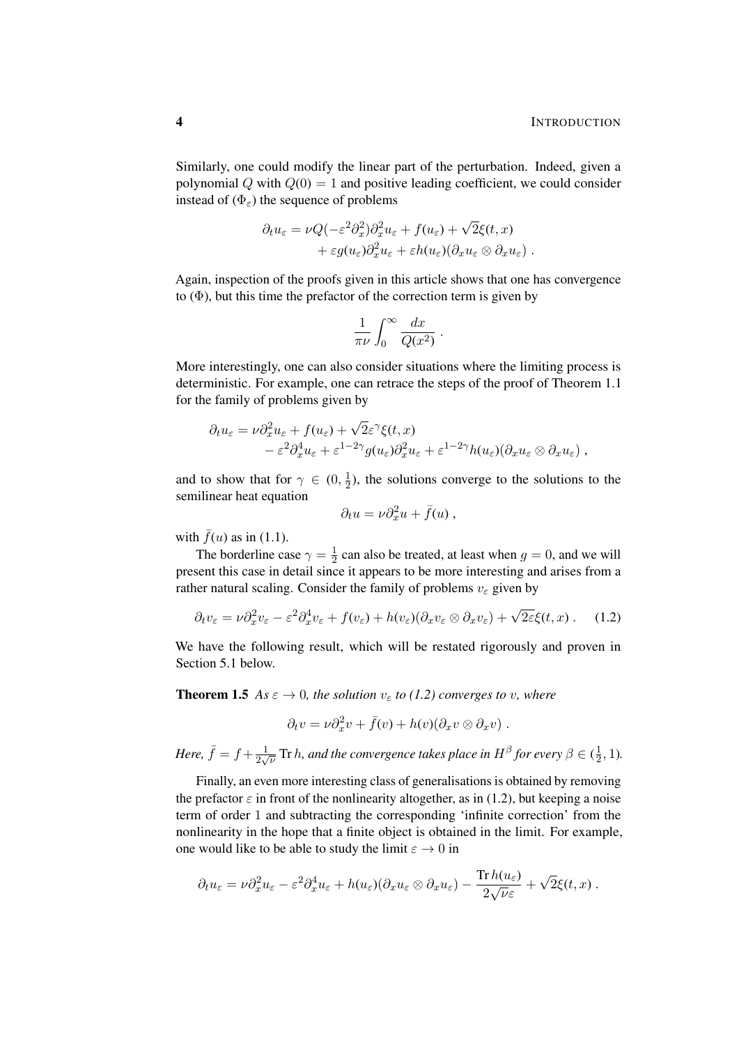Similarly, one could modify the linear part of the perturbation. Indeed, given a polynomial $Q$ with $Q(0) = 1$ and positive leading coefficient, we could consider instead of $(\Phi_\varepsilon)$ the sequence of problems

$$\begin{aligned}\partial_t u_\varepsilon = \nu Q(-\varepsilon^2 \partial_x^2)\partial_x^2 u_\varepsilon + f(u_\varepsilon) + \sqrt{2}\xi(t,x) \\ + \varepsilon g(u_\varepsilon)\partial_x^2 u_\varepsilon + \varepsilon h(u_\varepsilon)(\partial_x u_\varepsilon \otimes \partial_x u_\varepsilon) \;.\end{aligned}$$

Again, inspection of the proofs given in this article shows that one has convergence to $(\Phi)$, but this time the prefactor of the correction term is given by

$$\frac{1}{\pi\nu}\int_0^\infty \frac{dx}{Q(x^2)} \;.$$

More interestingly, one can also consider situations where the limiting process is deterministic. For example, one can retrace the steps of the proof of Theorem 1.1 for the family of problems given by

$$\begin{aligned}\partial_t u_\varepsilon &= \nu \partial_x^2 u_\varepsilon + f(u_\varepsilon) + \sqrt{2}\varepsilon^\gamma \xi(t,x) \\ &\quad - \varepsilon^2 \partial_x^4 u_\varepsilon + \varepsilon^{1-2\gamma} g(u_\varepsilon)\partial_x^2 u_\varepsilon + \varepsilon^{1-2\gamma} h(u_\varepsilon)(\partial_x u_\varepsilon \otimes \partial_x u_\varepsilon) \;,\end{aligned}$$

and to show that for $\gamma \in (0, \frac{1}{2})$, the solutions converge to the solutions to the semilinear heat equation

$$\partial_t u = \nu \partial_x^2 u + \bar f(u) \;,$$

with $\bar f(u)$ as in (1.1).

The borderline case $\gamma = \frac{1}{2}$ can also be treated, at least when $g = 0$, and we will present this case in detail since it appears to be more interesting and arises from a rather natural scaling. Consider the family of problems $v_\varepsilon$ given by

$$\partial_t v_\varepsilon = \nu \partial_x^2 v_\varepsilon - \varepsilon^2 \partial_x^4 v_\varepsilon + f(v_\varepsilon) + h(v_\varepsilon)(\partial_x v_\varepsilon \otimes \partial_x v_\varepsilon) + \sqrt{2\varepsilon}\xi(t,x) \;. \tag{1.2}$$

We have the following result, which will be restated rigorously and proven in Section 5.1 below.

**Theorem 1.5** *As $\varepsilon \to 0$, the solution $v_\varepsilon$ to (1.2) converges to $v$, where*

$$\partial_t v = \nu \partial_x^2 v + \bar f(v) + h(v)(\partial_x v \otimes \partial_x v) \;.$$

*Here, $\bar f = f + \frac{1}{2\sqrt{\nu}} \operatorname{Tr} h$, and the convergence takes place in $H^\beta$ for every $\beta \in (\frac{1}{2}, 1)$.*

Finally, an even more interesting class of generalisations is obtained by removing the prefactor $\varepsilon$ in front of the nonlinearity altogether, as in (1.2), but keeping a noise term of order 1 and subtracting the corresponding 'infinite correction' from the nonlinearity in the hope that a finite object is obtained in the limit. For example, one would like to be able to study the limit $\varepsilon \to 0$ in

$$\partial_t u_\varepsilon = \nu \partial_x^2 u_\varepsilon - \varepsilon^2 \partial_x^4 u_\varepsilon + h(u_\varepsilon)(\partial_x u_\varepsilon \otimes \partial_x u_\varepsilon) - \frac{\operatorname{Tr} h(u_\varepsilon)}{2\sqrt{\nu\varepsilon}} + \sqrt{2}\xi(t,x) \;.$$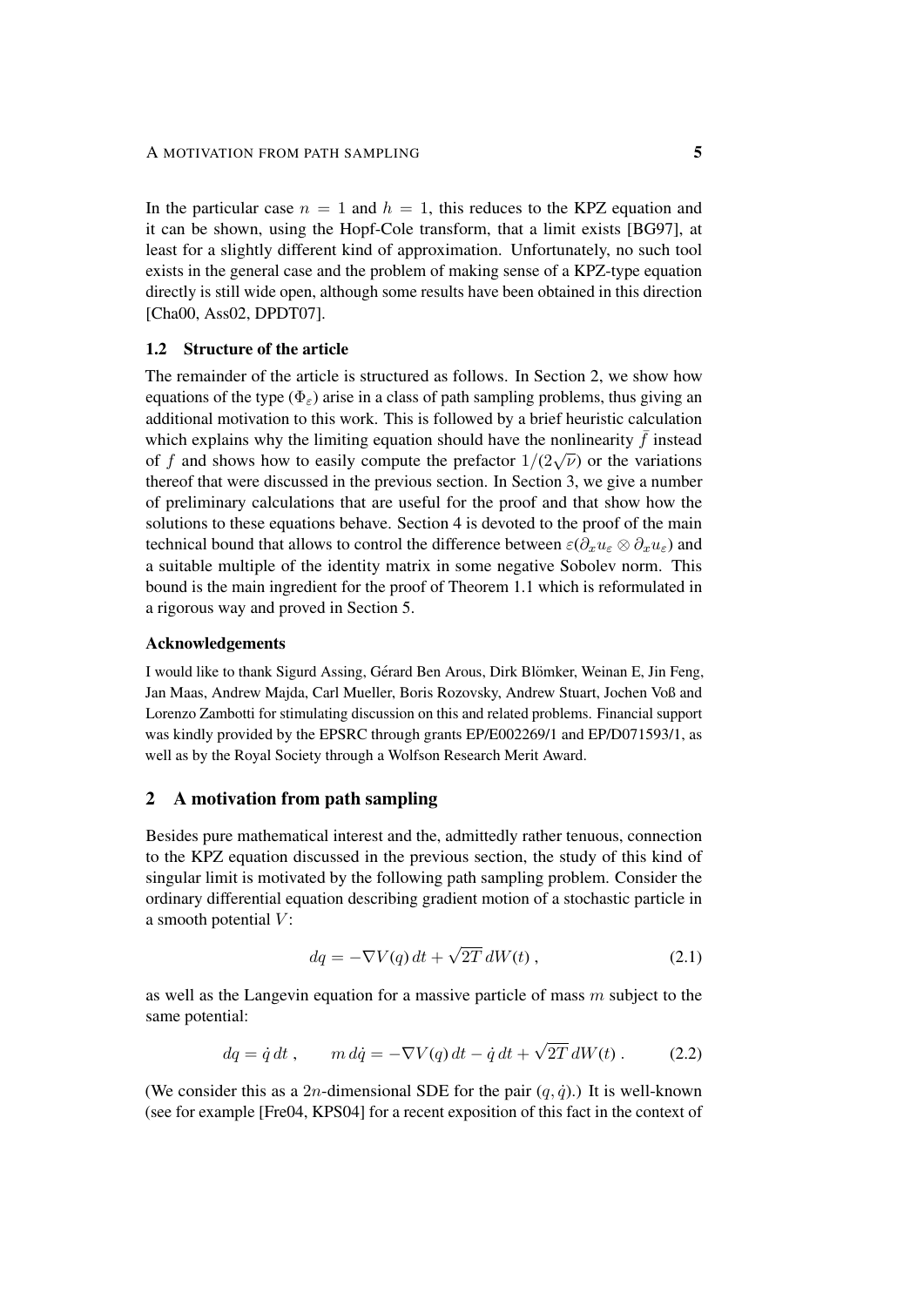In the particular case $n = 1$ and $h = 1$, this reduces to the KPZ equation and it can be shown, using the Hopf-Cole transform, that a limit exists [BG97], at least for a slightly different kind of approximation. Unfortunately, no such tool exists in the general case and the problem of making sense of a KPZ-type equation directly is still wide open, although some results have been obtained in this direction [Cha00, Ass02, DPDT07].

### 1.2 Structure of the article

The remainder of the article is structured as follows. In Section 2, we show how equations of the type ($\Phi_\varepsilon$) arise in a class of path sampling problems, thus giving an additional motivation to this work. This is followed by a brief heuristic calculation which explains why the limiting equation should have the nonlinearity $\bar{f}$ instead of $f$ and shows how to easily compute the prefactor $1/(2\sqrt{\nu})$ or the variations thereof that were discussed in the previous section. In Section 3, we give a number of preliminary calculations that are useful for the proof and that show how the solutions to these equations behave. Section 4 is devoted to the proof of the main technical bound that allows to control the difference between $\varepsilon(\partial_x u_\varepsilon \otimes \partial_x u_\varepsilon)$ and a suitable multiple of the identity matrix in some negative Sobolev norm. This bound is the main ingredient for the proof of Theorem 1.1 which is reformulated in a rigorous way and proved in Section 5.

#### Acknowledgements

I would like to thank Sigurd Assing, Gérard Ben Arous, Dirk Blömker, Weinan E, Jin Feng, Jan Maas, Andrew Majda, Carl Mueller, Boris Rozovsky, Andrew Stuart, Jochen Voß and Lorenzo Zambotti for stimulating discussion on this and related problems. Financial support was kindly provided by the EPSRC through grants EP/E002269/1 and EP/D071593/1, as well as by the Royal Society through a Wolfson Research Merit Award.

## 2 A motivation from path sampling

Besides pure mathematical interest and the, admittedly rather tenuous, connection to the KPZ equation discussed in the previous section, the study of this kind of singular limit is motivated by the following path sampling problem. Consider the ordinary differential equation describing gradient motion of a stochastic particle in a smooth potential $V$:

$$dq = -\nabla V(q)\,dt + \sqrt{2T}\,dW(t)\;, \tag{2.1}$$

as well as the Langevin equation for a massive particle of mass $m$ subject to the same potential:

$$dq = \dot{q}\,dt\;, \qquad m\,d\dot{q} = -\nabla V(q)\,dt - \dot{q}\,dt + \sqrt{2T}\,dW(t)\;. \tag{2.2}$$

(We consider this as a $2n$-dimensional SDE for the pair $(q, \dot{q})$.) It is well-known (see for example [Fre04, KPS04] for a recent exposition of this fact in the context of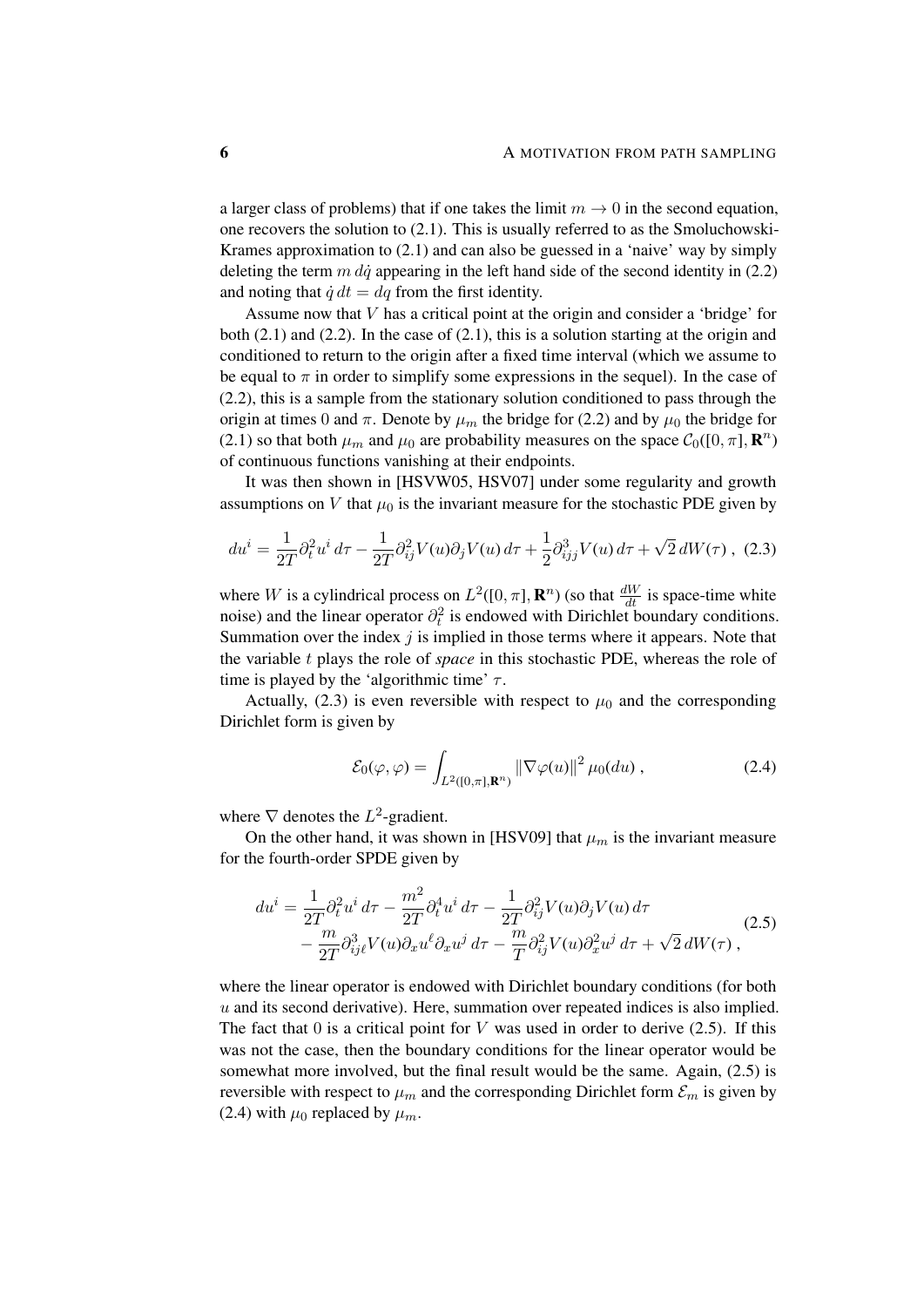a larger class of problems) that if one takes the limit $m \to 0$ in the second equation, one recovers the solution to (2.1). This is usually referred to as the Smoluchowski-Krames approximation to (2.1) and can also be guessed in a 'naive' way by simply deleting the term $m\,d\dot q$ appearing in the left hand side of the second identity in (2.2) and noting that $\dot q\,dt = dq$ from the first identity.

Assume now that $V$ has a critical point at the origin and consider a 'bridge' for both (2.1) and (2.2). In the case of (2.1), this is a solution starting at the origin and conditioned to return to the origin after a fixed time interval (which we assume to be equal to $\pi$ in order to simplify some expressions in the sequel). In the case of (2.2), this is a sample from the stationary solution conditioned to pass through the origin at times 0 and $\pi$. Denote by $\mu_m$ the bridge for (2.2) and by $\mu_0$ the bridge for (2.1) so that both $\mu_m$ and $\mu_0$ are probability measures on the space $\mathcal{C}_0([0,\pi],\mathbf{R}^n)$ of continuous functions vanishing at their endpoints.

It was then shown in [HSVW05, HSV07] under some regularity and growth assumptions on $V$ that $\mu_0$ is the invariant measure for the stochastic PDE given by

$$du^i = \frac{1}{2T}\partial_t^2 u^i\,d\tau - \frac{1}{2T}\partial_{ij}^2 V(u)\partial_j V(u)\,d\tau + \frac{1}{2}\partial_{ijj}^3 V(u)\,d\tau + \sqrt{2}\,dW(\tau)\;, \quad (2.3)$$

where $W$ is a cylindrical process on $L^2([0,\pi],\mathbf{R}^n)$ (so that $\frac{dW}{dt}$ is space-time white noise) and the linear operator $\partial_t^2$ is endowed with Dirichlet boundary conditions. Summation over the index $j$ is implied in those terms where it appears. Note that the variable $t$ plays the role of *space* in this stochastic PDE, whereas the role of time is played by the 'algorithmic time' $\tau$.

Actually, (2.3) is even reversible with respect to $\mu_0$ and the corresponding Dirichlet form is given by

$$\mathcal{E}_0(\varphi,\varphi) = \int_{L^2([0,\pi],\mathbf{R}^n)} \|\nabla\varphi(u)\|^2\,\mu_0(du)\;, \quad (2.4)$$

where $\nabla$ denotes the $L^2$-gradient.

On the other hand, it was shown in [HSV09] that $\mu_m$ is the invariant measure for the fourth-order SPDE given by

$$\begin{aligned} du^i = {}& \frac{1}{2T}\partial_t^2 u^i\,d\tau - \frac{m^2}{2T}\partial_t^4 u^i\,d\tau - \frac{1}{2T}\partial_{ij}^2 V(u)\partial_j V(u)\,d\tau \\ & - \frac{m}{2T}\partial_{ij\ell}^3 V(u)\partial_x u^\ell \partial_x u^j\,d\tau - \frac{m}{T}\partial_{ij}^2 V(u)\partial_x^2 u^j\,d\tau + \sqrt{2}\,dW(\tau)\;, \end{aligned} \quad (2.5)$$

where the linear operator is endowed with Dirichlet boundary conditions (for both $u$ and its second derivative). Here, summation over repeated indices is also implied. The fact that 0 is a critical point for $V$ was used in order to derive (2.5). If this was not the case, then the boundary conditions for the linear operator would be somewhat more involved, but the final result would be the same. Again, (2.5) is reversible with respect to $\mu_m$ and the corresponding Dirichlet form $\mathcal{E}_m$ is given by (2.4) with $\mu_0$ replaced by $\mu_m$.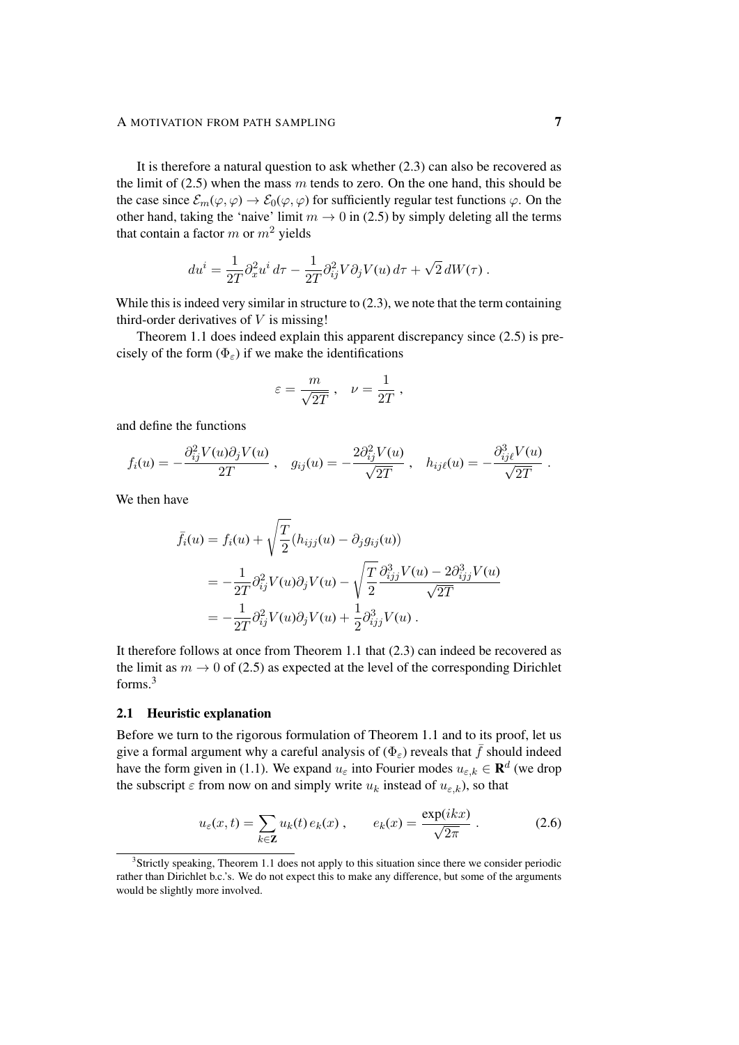It is therefore a natural question to ask whether (2.3) can also be recovered as the limit of (2.5) when the mass $m$ tends to zero. On the one hand, this should be the case since $\mathcal{E}_m(\varphi,\varphi) \to \mathcal{E}_0(\varphi,\varphi)$ for sufficiently regular test functions $\varphi$. On the other hand, taking the 'naive' limit $m \to 0$ in (2.5) by simply deleting all the terms that contain a factor $m$ or $m^2$ yields

$$du^i = \frac{1}{2T}\partial_x^2 u^i \, d\tau - \frac{1}{2T}\partial_{ij}^2 V \partial_j V(u)\, d\tau + \sqrt{2}\, dW(\tau)\;.$$

While this is indeed very similar in structure to (2.3), we note that the term containing third-order derivatives of $V$ is missing!

Theorem 1.1 does indeed explain this apparent discrepancy since (2.5) is precisely of the form ($\Phi_\varepsilon$) if we make the identifications

$$\varepsilon = \frac{m}{\sqrt{2T}}\;,\quad \nu = \frac{1}{2T}\;,$$

and define the functions

$$f_i(u) = -\frac{\partial_{ij}^2 V(u)\partial_j V(u)}{2T}\;,\quad g_{ij}(u) = -\frac{2\partial_{ij}^2 V(u)}{\sqrt{2T}}\;,\quad h_{ij\ell}(u) = -\frac{\partial_{ij\ell}^3 V(u)}{\sqrt{2T}}\;.$$

We then have

$$\begin{aligned}
\bar f_i(u) &= f_i(u) + \sqrt{\frac{T}{2}}\big(h_{ijj}(u) - \partial_j g_{ij}(u)\big) \\
&= -\frac{1}{2T}\partial_{ij}^2 V(u)\partial_j V(u) - \sqrt{\frac{T}{2}}\frac{\partial_{ijj}^3 V(u) - 2\partial_{ijj}^3 V(u)}{\sqrt{2T}} \\
&= -\frac{1}{2T}\partial_{ij}^2 V(u)\partial_j V(u) + \frac{1}{2}\partial_{ijj}^3 V(u)\;.
\end{aligned}$$

It therefore follows at once from Theorem 1.1 that (2.3) can indeed be recovered as the limit as $m \to 0$ of (2.5) as expected at the level of the corresponding Dirichlet forms.[3]

### 2.1 Heuristic explanation

Before we turn to the rigorous formulation of Theorem 1.1 and to its proof, let us give a formal argument why a careful analysis of ($\Phi_\varepsilon$) reveals that $\bar f$ should indeed have the form given in (1.1). We expand $u_\varepsilon$ into Fourier modes $u_{\varepsilon,k} \in \mathbf{R}^d$ (we drop the subscript $\varepsilon$ from now on and simply write $u_k$ instead of $u_{\varepsilon,k}$), so that

$$u_\varepsilon(x,t) = \sum_{k\in\mathbf{Z}} u_k(t)\, e_k(x)\;,\qquad e_k(x) = \frac{\exp(ikx)}{\sqrt{2\pi}}\;. \tag{2.6}$$

[3] Strictly speaking, Theorem 1.1 does not apply to this situation since there we consider periodic rather than Dirichlet b.c.'s. We do not expect this to make any difference, but some of the arguments would be slightly more involved.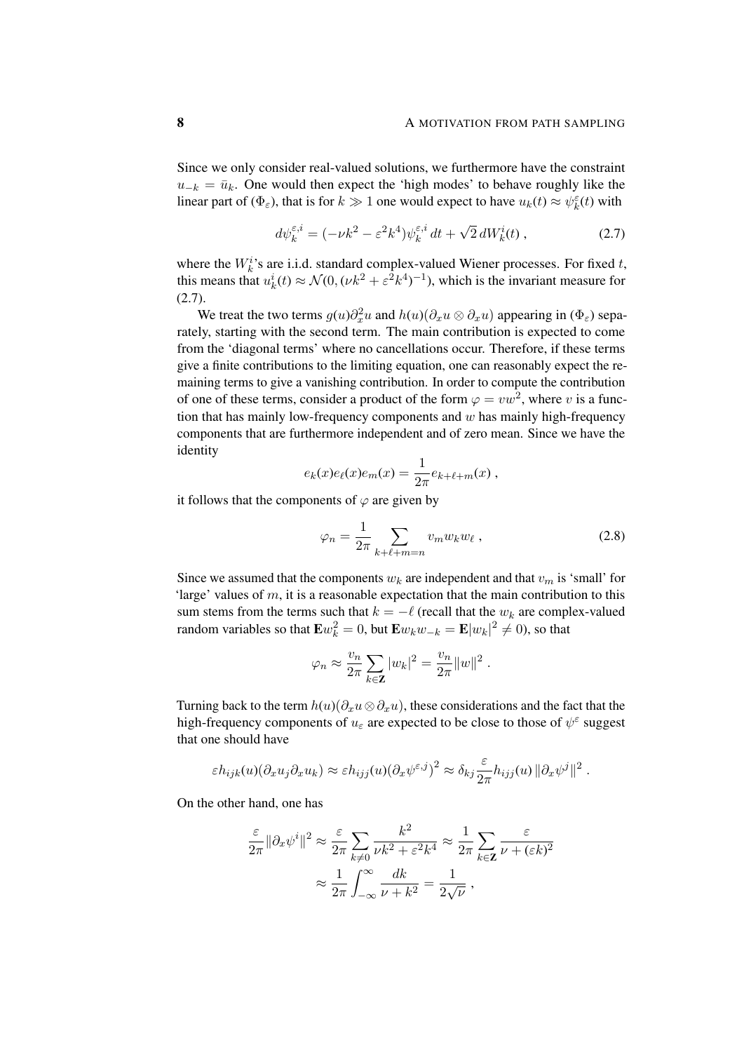Since we only consider real-valued solutions, we furthermore have the constraint $u_{-k} = \bar{u}_k$. One would then expect the 'high modes' to behave roughly like the linear part of $(\Phi_\varepsilon)$, that is for $k \gg 1$ one would expect to have $u_k(t) \approx \psi_k^\varepsilon(t)$ with

$$d\psi_k^{\varepsilon,i} = (-\nu k^2 - \varepsilon^2 k^4)\psi_k^{\varepsilon,i}\, dt + \sqrt{2}\, dW_k^i(t) \;, \tag{2.7}$$

where the $W_k^i$'s are i.i.d. standard complex-valued Wiener processes. For fixed $t$, this means that $u_k^i(t) \approx \mathcal{N}(0, (\nu k^2 + \varepsilon^2 k^4)^{-1})$, which is the invariant measure for (2.7).

We treat the two terms $g(u)\partial_x^2 u$ and $h(u)(\partial_x u \otimes \partial_x u)$ appearing in $(\Phi_\varepsilon)$ separately, starting with the second term. The main contribution is expected to come from the 'diagonal terms' where no cancellations occur. Therefore, if these terms give a finite contributions to the limiting equation, one can reasonably expect the remaining terms to give a vanishing contribution. In order to compute the contribution of one of these terms, consider a product of the form $\varphi = vw^2$, where $v$ is a function that has mainly low-frequency components and $w$ has mainly high-frequency components that are furthermore independent and of zero mean. Since we have the identity

$$e_k(x)e_\ell(x)e_m(x) = \frac{1}{2\pi} e_{k+\ell+m}(x) \;,$$

it follows that the components of $\varphi$ are given by

$$\varphi_n = \frac{1}{2\pi} \sum_{k+\ell+m=n} v_m w_k w_\ell \;, \tag{2.8}$$

Since we assumed that the components $w_k$ are independent and that $v_m$ is 'small' for 'large' values of $m$, it is a reasonable expectation that the main contribution to this sum stems from the terms such that $k = -\ell$ (recall that the $w_k$ are complex-valued random variables so that $\mathbf{E} w_k^2 = 0$, but $\mathbf{E} w_k w_{-k} = \mathbf{E}|w_k|^2 \neq 0$), so that

$$\varphi_n \approx \frac{v_n}{2\pi} \sum_{k\in\mathbf{Z}} |w_k|^2 = \frac{v_n}{2\pi} \|w\|^2 \;.$$

Turning back to the term $h(u)(\partial_x u \otimes \partial_x u)$, these considerations and the fact that the high-frequency components of $u_\varepsilon$ are expected to be close to those of $\psi^\varepsilon$ suggest that one should have

$$\varepsilon h_{ijk}(u)(\partial_x u_j \partial_x u_k) \approx \varepsilon h_{ijj}(u)(\partial_x \psi^{\varepsilon,j})^2 \approx \delta_{kj} \frac{\varepsilon}{2\pi} h_{ijj}(u)\, \|\partial_x \psi^j\|^2 \;.$$

On the other hand, one has

$$\begin{aligned} \frac{\varepsilon}{2\pi} \|\partial_x \psi^i\|^2 &\approx \frac{\varepsilon}{2\pi} \sum_{k\neq 0} \frac{k^2}{\nu k^2 + \varepsilon^2 k^4} \approx \frac{1}{2\pi} \sum_{k\in\mathbf{Z}} \frac{\varepsilon}{\nu + (\varepsilon k)^2} \\ &\approx \frac{1}{2\pi} \int_{-\infty}^{\infty} \frac{dk}{\nu + k^2} = \frac{1}{2\sqrt{\nu}} \;, \end{aligned}$$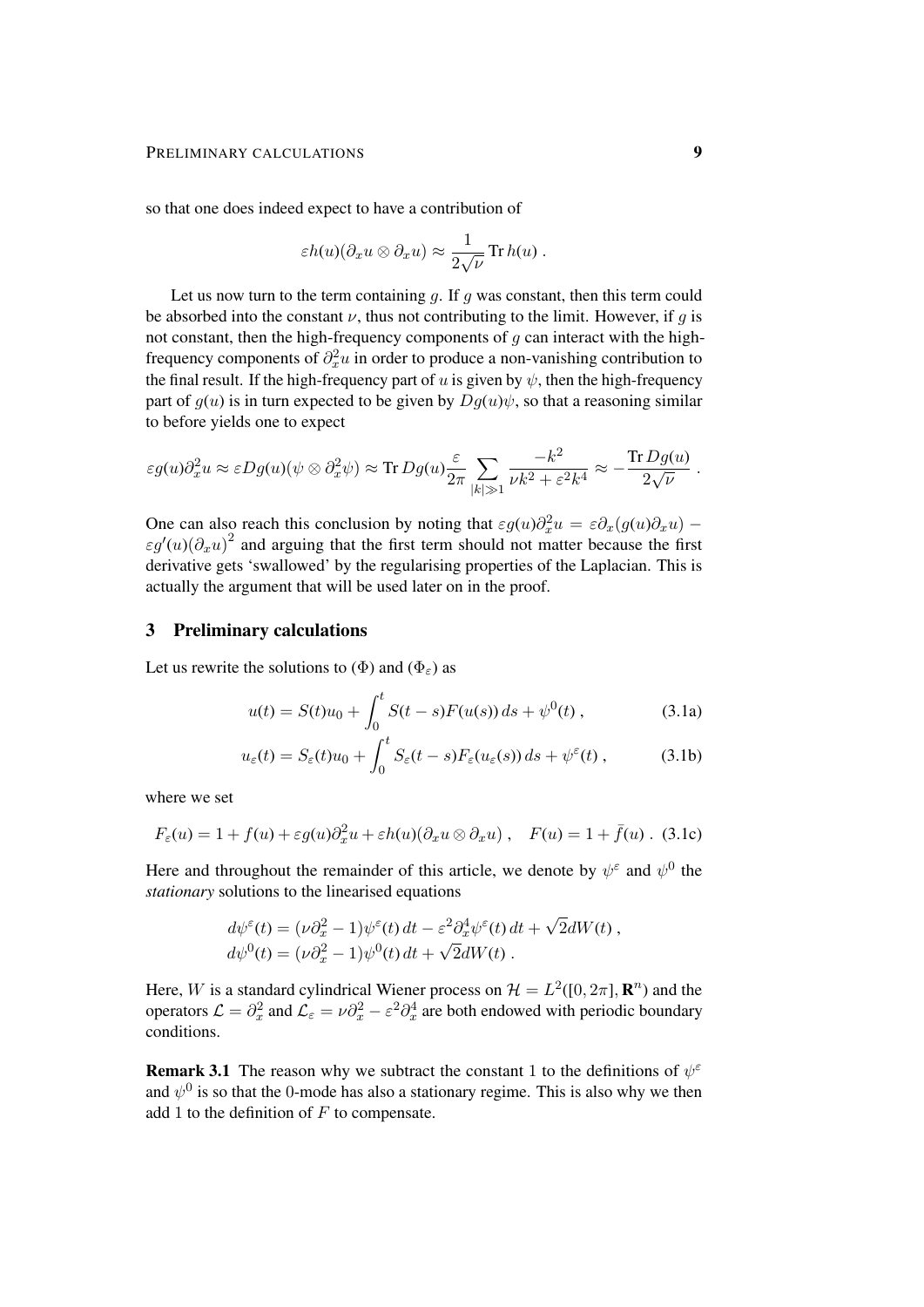so that one does indeed expect to have a contribution of

$$\varepsilon h(u)(\partial_x u \otimes \partial_x u) \approx \frac{1}{2\sqrt{\nu}} \operatorname{Tr} h(u) \;.$$

Let us now turn to the term containing $g$. If $g$ was constant, then this term could be absorbed into the constant $\nu$, thus not contributing to the limit. However, if $g$ is not constant, then the high-frequency components of $g$ can interact with the high-frequency components of $\partial_x^2 u$ in order to produce a non-vanishing contribution to the final result. If the high-frequency part of $u$ is given by $\psi$, then the high-frequency part of $g(u)$ is in turn expected to be given by $Dg(u)\psi$, so that a reasoning similar to before yields one to expect

$$\varepsilon g(u)\partial_x^2 u \approx \varepsilon Dg(u)(\psi \otimes \partial_x^2 \psi) \approx \operatorname{Tr} Dg(u) \frac{\varepsilon}{2\pi} \sum_{|k|\gg 1} \frac{-k^2}{\nu k^2 + \varepsilon^2 k^4} \approx -\frac{\operatorname{Tr} Dg(u)}{2\sqrt{\nu}} \;.$$

One can also reach this conclusion by noting that $\varepsilon g(u)\partial_x^2 u = \varepsilon \partial_x (g(u)\partial_x u) - \varepsilon g'(u)(\partial_x u)^2$ and arguing that the first term should not matter because the first derivative gets 'swallowed' by the regularising properties of the Laplacian. This is actually the argument that will be used later on in the proof.

## 3 Preliminary calculations

Let us rewrite the solutions to ($\Phi$) and ($\Phi_\varepsilon$) as

$$u(t) = S(t)u_0 + \int_0^t S(t-s)F(u(s))\,ds + \psi^0(t) \;, \tag{3.1a}$$

$$u_\varepsilon(t) = S_\varepsilon(t)u_0 + \int_0^t S_\varepsilon(t-s)F_\varepsilon(u_\varepsilon(s))\,ds + \psi^\varepsilon(t) \;, \tag{3.1b}$$

where we set

$$F_\varepsilon(u) = 1 + f(u) + \varepsilon g(u)\partial_x^2 u + \varepsilon h(u)(\partial_x u \otimes \partial_x u) \;, \quad F(u) = 1 + \bar{f}(u) \;. \tag{3.1c}$$

Here and throughout the remainder of this article, we denote by $\psi^\varepsilon$ and $\psi^0$ the *stationary* solutions to the linearised equations

$$\begin{aligned} d\psi^\varepsilon(t) &= (\nu\partial_x^2 - 1)\psi^\varepsilon(t)\,dt - \varepsilon^2\partial_x^4\psi^\varepsilon(t)\,dt + \sqrt{2}dW(t) \;, \\ d\psi^0(t) &= (\nu\partial_x^2 - 1)\psi^0(t)\,dt + \sqrt{2}dW(t) \;. \end{aligned}$$

Here, $W$ is a standard cylindrical Wiener process on $\mathcal{H} = L^2([0, 2\pi], \mathbf{R}^n)$ and the operators $\mathcal{L} = \partial_x^2$ and $\mathcal{L}_\varepsilon = \nu\partial_x^2 - \varepsilon^2\partial_x^4$ are both endowed with periodic boundary conditions.

**Remark 3.1** The reason why we subtract the constant 1 to the definitions of $\psi^\varepsilon$ and $\psi^0$ is so that the 0-mode has also a stationary regime. This is also why we then add 1 to the definition of $F$ to compensate.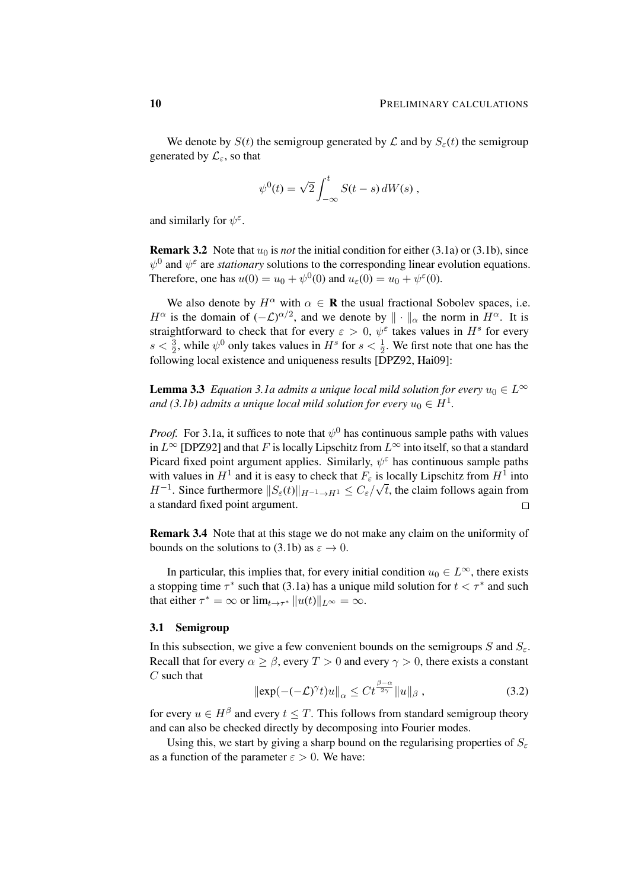We denote by $S(t)$ the semigroup generated by $\mathcal{L}$ and by $S_\varepsilon(t)$ the semigroup generated by $\mathcal{L}_\varepsilon$, so that

$$\psi^0(t) = \sqrt{2}\int_{-\infty}^t S(t-s)\,dW(s)\;,$$

and similarly for $\psi^\varepsilon$.

**Remark 3.2** Note that $u_0$ is *not* the initial condition for either (3.1a) or (3.1b), since $\psi^0$ and $\psi^\varepsilon$ are *stationary* solutions to the corresponding linear evolution equations. Therefore, one has $u(0) = u_0 + \psi^0(0)$ and $u_\varepsilon(0) = u_0 + \psi^\varepsilon(0)$.

We also denote by $H^\alpha$ with $\alpha \in \mathbf{R}$ the usual fractional Sobolev spaces, i.e. $H^\alpha$ is the domain of $(-\mathcal{L})^{\alpha/2}$, and we denote by $\|\cdot\|_\alpha$ the norm in $H^\alpha$. It is straightforward to check that for every $\varepsilon > 0$, $\psi^\varepsilon$ takes values in $H^s$ for every $s < \frac{3}{2}$, while $\psi^0$ only takes values in $H^s$ for $s < \frac{1}{2}$. We first note that one has the following local existence and uniqueness results [DPZ92, Hai09]:

**Lemma 3.3** *Equation 3.1a admits a unique local mild solution for every $u_0 \in L^\infty$ and (3.1b) admits a unique local mild solution for every $u_0 \in H^1$.*

*Proof.* For 3.1a, it suffices to note that $\psi^0$ has continuous sample paths with values in $L^\infty$ [DPZ92] and that $F$ is locally Lipschitz from $L^\infty$ into itself, so that a standard Picard fixed point argument applies. Similarly, $\psi^\varepsilon$ has continuous sample paths with values in $H^1$ and it is easy to check that $F_\varepsilon$ is locally Lipschitz from $H^1$ into $H^{-1}$. Since furthermore $\|S_\varepsilon(t)\|_{H^{-1}\to H^1} \le C_\varepsilon/\sqrt{t}$, the claim follows again from a standard fixed point argument. □

**Remark 3.4** Note that at this stage we do not make any claim on the uniformity of bounds on the solutions to (3.1b) as $\varepsilon \to 0$.

In particular, this implies that, for every initial condition $u_0 \in L^\infty$, there exists a stopping time $\tau^*$ such that (3.1a) has a unique mild solution for $t < \tau^*$ and such that either $\tau^* = \infty$ or $\lim_{t\to\tau^*}\|u(t)\|_{L^\infty} = \infty$.

## 3.1 Semigroup

In this subsection, we give a few convenient bounds on the semigroups $S$ and $S_\varepsilon$. Recall that for every $\alpha \ge \beta$, every $T > 0$ and every $\gamma > 0$, there exists a constant $C$ such that

$$\|\exp(-(-\mathcal{L})^\gamma t)u\|_\alpha \le C t^{\frac{\beta-\alpha}{2\gamma}}\|u\|_\beta\;, \tag{3.2}$$

for every $u \in H^\beta$ and every $t \le T$. This follows from standard semigroup theory and can also be checked directly by decomposing into Fourier modes.

Using this, we start by giving a sharp bound on the regularising properties of $S_\varepsilon$ as a function of the parameter $\varepsilon > 0$. We have: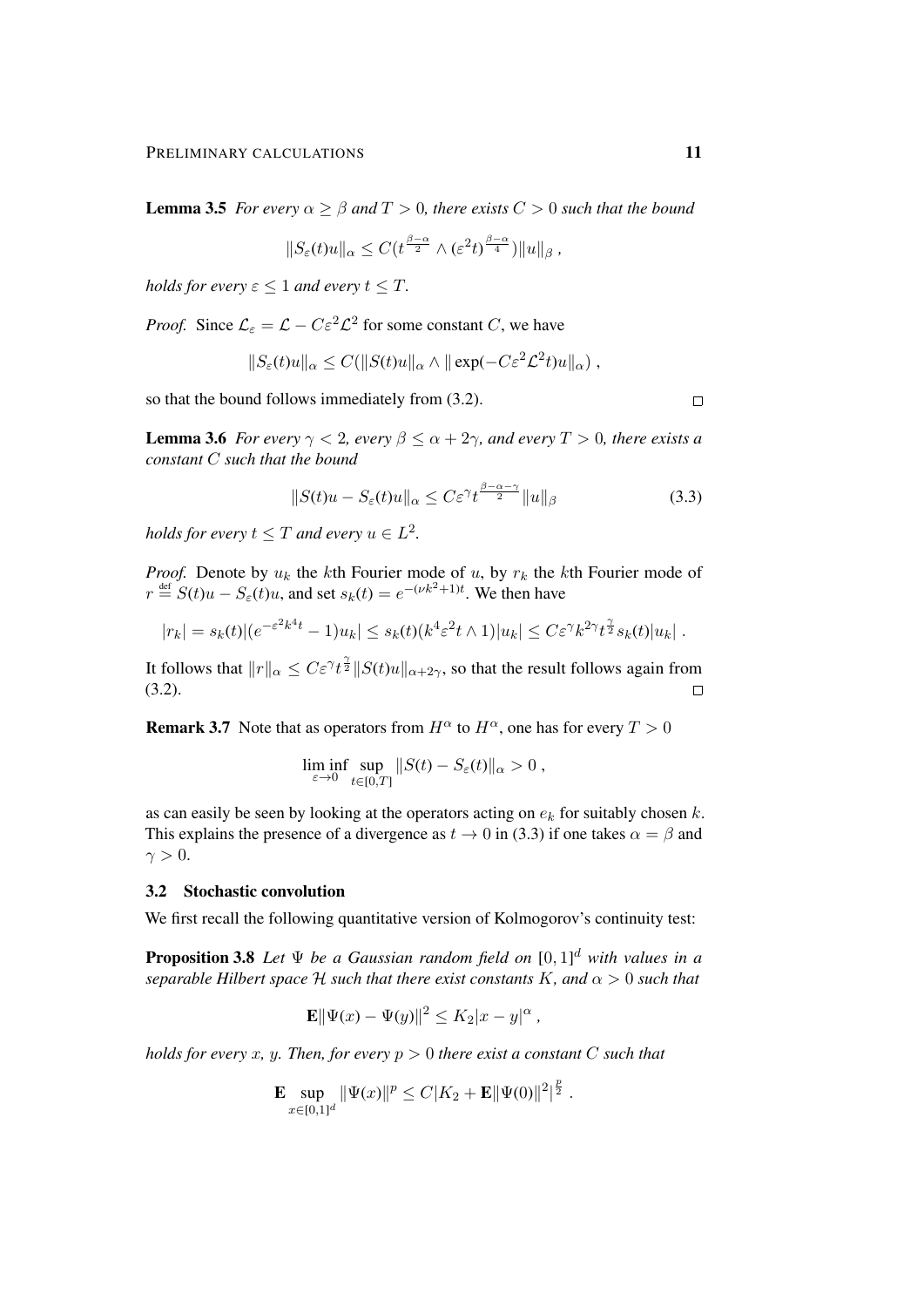**Lemma 3.5** *For every $\alpha \geq \beta$ and $T > 0$, there exists $C > 0$ such that the bound*

$$\|S_\varepsilon(t)u\|_\alpha \leq C(t^{\frac{\beta-\alpha}{2}} \wedge (\varepsilon^2 t)^{\frac{\beta-\alpha}{4}})\|u\|_\beta ,$$

*holds for every $\varepsilon \leq 1$ and every $t \leq T$.*

*Proof.* Since $\mathcal{L}_\varepsilon = \mathcal{L} - C\varepsilon^2\mathcal{L}^2$ for some constant $C$, we have

$$\|S_\varepsilon(t)u\|_\alpha \leq C(\|S(t)u\|_\alpha \wedge \|\exp(-C\varepsilon^2\mathcal{L}^2 t)u\|_\alpha) ,$$

so that the bound follows immediately from (3.2). □

**Lemma 3.6** *For every $\gamma < 2$, every $\beta \leq \alpha + 2\gamma$, and every $T > 0$, there exists a constant $C$ such that the bound*

$$\|S(t)u - S_\varepsilon(t)u\|_\alpha \leq C\varepsilon^\gamma t^{\frac{\beta-\alpha-\gamma}{2}}\|u\|_\beta \tag{3.3}$$

*holds for every $t \leq T$ and every $u \in L^2$.*

*Proof.* Denote by $u_k$ the $k$th Fourier mode of $u$, by $r_k$ the $k$th Fourier mode of $r \stackrel{\text{def}}{=} S(t)u - S_\varepsilon(t)u$, and set $s_k(t) = e^{-(\nu k^2+1)t}$. We then have

$$|r_k| = s_k(t)|(e^{-\varepsilon^2 k^4 t} - 1)u_k| \leq s_k(t)(k^4\varepsilon^2 t \wedge 1)|u_k| \leq C\varepsilon^\gamma k^{2\gamma} t^{\frac{\gamma}{2}} s_k(t)|u_k| .$$

It follows that $\|r\|_\alpha \leq C\varepsilon^\gamma t^{\frac{\gamma}{2}}\|S(t)u\|_{\alpha+2\gamma}$, so that the result follows again from (3.2). □

**Remark 3.7** Note that as operators from $H^\alpha$ to $H^\alpha$, one has for every $T > 0$

$$\liminf_{\varepsilon\to 0} \sup_{t\in[0,T]} \|S(t) - S_\varepsilon(t)\|_\alpha > 0 ,$$

as can easily be seen by looking at the operators acting on $e_k$ for suitably chosen $k$. This explains the presence of a divergence as $t \to 0$ in (3.3) if one takes $\alpha = \beta$ and $\gamma > 0$.

### 3.2 Stochastic convolution

We first recall the following quantitative version of Kolmogorov's continuity test:

**Proposition 3.8** *Let $\Psi$ be a Gaussian random field on $[0,1]^d$ with values in a separable Hilbert space $\mathcal{H}$ such that there exist constants $K$, and $\alpha > 0$ such that*

$$\mathbf{E}\|\Psi(x) - \Psi(y)\|^2 \leq K_2|x-y|^\alpha ,$$

*holds for every $x$, $y$. Then, for every $p > 0$ there exist a constant $C$ such that*

$$\mathbf{E}\sup_{x\in[0,1]^d}\|\Psi(x)\|^p \leq C|K_2 + \mathbf{E}\|\Psi(0)\|^2|^{\frac{p}{2}} .$$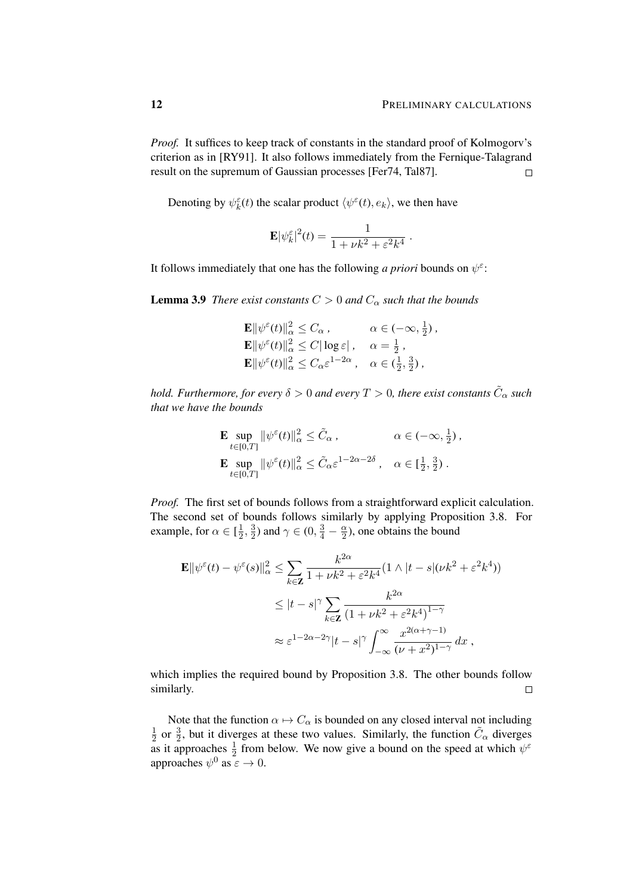*Proof.* It suffices to keep track of constants in the standard proof of Kolmogorv's criterion as in [RY91]. It also follows immediately from the Fernique-Talagrand result on the supremum of Gaussian processes [Fer74, Tal87]. □

Denoting by $\psi_k^\varepsilon(t)$ the scalar product $\langle \psi^\varepsilon(t), e_k\rangle$, we then have

$$\mathbf{E}|\psi_k^\varepsilon|^2(t) = \frac{1}{1 + \nu k^2 + \varepsilon^2 k^4} .$$

It follows immediately that one has the following *a priori* bounds on $\psi^\varepsilon$:

**Lemma 3.9** *There exist constants $C > 0$ and $C_\alpha$ such that the bounds*

$$\begin{aligned}
&\mathbf{E}\|\psi^\varepsilon(t)\|_\alpha^2 \le C_\alpha , && \alpha \in (-\infty, \tfrac{1}{2}) ,\\
&\mathbf{E}\|\psi^\varepsilon(t)\|_\alpha^2 \le C|\log \varepsilon| , && \alpha = \tfrac{1}{2} ,\\
&\mathbf{E}\|\psi^\varepsilon(t)\|_\alpha^2 \le C_\alpha \varepsilon^{1-2\alpha} , && \alpha \in (\tfrac{1}{2}, \tfrac{3}{2}) ,
\end{aligned}$$

*hold. Furthermore, for every $\delta > 0$ and every $T > 0$, there exist constants $\tilde C_\alpha$ such that we have the bounds*

$$\begin{aligned}
&\mathbf{E} \sup_{t\in[0,T]} \|\psi^\varepsilon(t)\|_\alpha^2 \le \tilde C_\alpha , && \alpha \in (-\infty, \tfrac{1}{2}) ,\\
&\mathbf{E} \sup_{t\in[0,T]} \|\psi^\varepsilon(t)\|_\alpha^2 \le \tilde C_\alpha \varepsilon^{1-2\alpha-2\delta} , && \alpha \in [\tfrac{1}{2}, \tfrac{3}{2}) .
\end{aligned}$$

*Proof.* The first set of bounds follows from a straightforward explicit calculation. The second set of bounds follows similarly by applying Proposition 3.8. For example, for $\alpha \in [\frac{1}{2}, \frac{3}{2})$ and $\gamma \in (0, \frac{3}{4} - \frac{\alpha}{2})$, one obtains the bound

$$\begin{aligned}
\mathbf{E}\|\psi^\varepsilon(t) - \psi^\varepsilon(s)\|_\alpha^2 &\le \sum_{k\in\mathbf{Z}} \frac{k^{2\alpha}}{1 + \nu k^2 + \varepsilon^2 k^4} (1 \wedge |t-s|(\nu k^2 + \varepsilon^2 k^4))\\
&\le |t-s|^\gamma \sum_{k\in\mathbf{Z}} \frac{k^{2\alpha}}{(1 + \nu k^2 + \varepsilon^2 k^4)^{1-\gamma}}\\
&\approx \varepsilon^{1-2\alpha-2\gamma} |t-s|^\gamma \int_{-\infty}^\infty \frac{x^{2(\alpha+\gamma-1)}}{(\nu + x^2)^{1-\gamma}}\, dx ,
\end{aligned}$$

which implies the required bound by Proposition 3.8. The other bounds follow similarly. □

Note that the function $\alpha \mapsto C_\alpha$ is bounded on any closed interval not including $\frac{1}{2}$ or $\frac{3}{2}$, but it diverges at these two values. Similarly, the function $\tilde C_\alpha$ diverges as it approaches $\frac{1}{2}$ from below. We now give a bound on the speed at which $\psi^\varepsilon$ approaches $\psi^0$ as $\varepsilon \to 0$.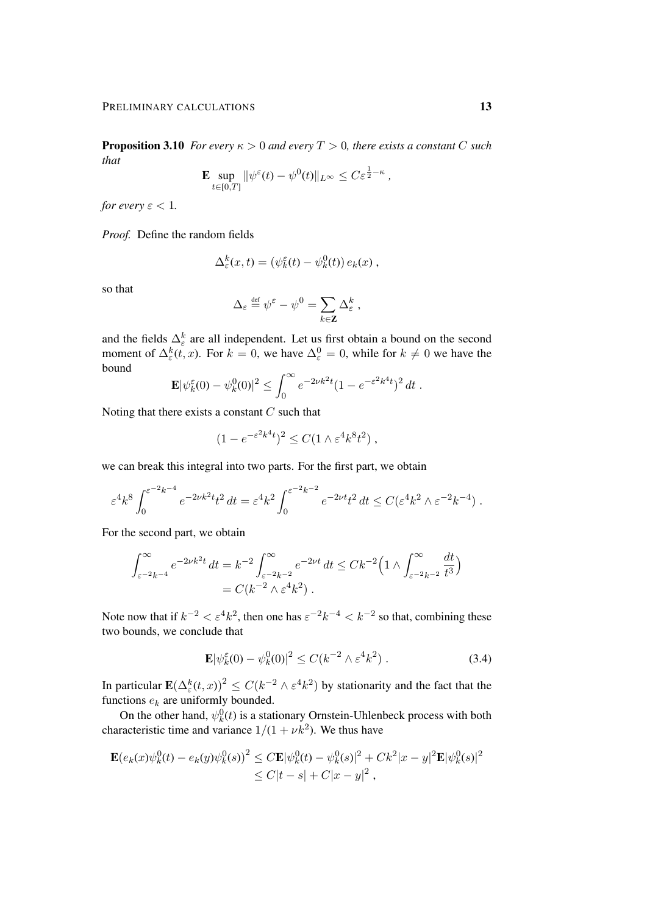**Proposition 3.10** *For every $\kappa > 0$ and every $T > 0$, there exists a constant $C$ such that*

$$\mathbf{E} \sup_{t \in [0,T]} \|\psi^\varepsilon(t) - \psi^0(t)\|_{L^\infty} \le C\varepsilon^{\frac{1}{2}-\kappa} ,$$

*for every $\varepsilon < 1$.*

*Proof.* Define the random fields

$$\Delta_\varepsilon^k(x,t) = (\psi_k^\varepsilon(t) - \psi_k^0(t))\, e_k(x) ,$$

so that

$$\Delta_\varepsilon \stackrel{\text{def}}{=} \psi^\varepsilon - \psi^0 = \sum_{k \in \mathbf{Z}} \Delta_\varepsilon^k ,$$

and the fields $\Delta_\varepsilon^k$ are all independent. Let us first obtain a bound on the second moment of $\Delta_\varepsilon^k(t,x)$. For $k = 0$, we have $\Delta_\varepsilon^0 = 0$, while for $k \neq 0$ we have the bound

$$\mathbf{E}|\psi_k^\varepsilon(0) - \psi_k^0(0)|^2 \le \int_0^\infty e^{-2\nu k^2 t}(1 - e^{-\varepsilon^2 k^4 t})^2 \, dt .$$

Noting that there exists a constant $C$ such that

$$(1 - e^{-\varepsilon^2 k^4 t})^2 \le C(1 \wedge \varepsilon^4 k^8 t^2) ,$$

we can break this integral into two parts. For the first part, we obtain

$$\varepsilon^4 k^8 \int_0^{\varepsilon^{-2}k^{-4}} e^{-2\nu k^2 t} t^2 \, dt = \varepsilon^4 k^2 \int_0^{\varepsilon^{-2}k^{-2}} e^{-2\nu t} t^2 \, dt \le C(\varepsilon^4 k^2 \wedge \varepsilon^{-2} k^{-4}) .$$

For the second part, we obtain

$$\begin{aligned}\int_{\varepsilon^{-2}k^{-4}}^\infty e^{-2\nu k^2 t} \, dt = k^{-2} \int_{\varepsilon^{-2}k^{-2}}^\infty e^{-2\nu t} \, dt &\le C k^{-2}\Big(1 \wedge \int_{\varepsilon^{-2}k^{-2}}^\infty \frac{dt}{t^3}\Big) \\ &= C(k^{-2} \wedge \varepsilon^4 k^2) .\end{aligned}$$

Note now that if $k^{-2} < \varepsilon^4 k^2$, then one has $\varepsilon^{-2} k^{-4} < k^{-2}$ so that, combining these two bounds, we conclude that

$$\mathbf{E}|\psi_k^\varepsilon(0) - \psi_k^0(0)|^2 \le C\big(k^{-2} \wedge \varepsilon^4 k^2\big) . \tag{3.4}$$

In particular $\mathbf{E}\big(\Delta_\varepsilon^k(t,x)\big)^2 \le C(k^{-2} \wedge \varepsilon^4 k^2)$ by stationarity and the fact that the functions $e_k$ are uniformly bounded.

On the other hand, $\psi_k^0(t)$ is a stationary Ornstein-Uhlenbeck process with both characteristic time and variance $1/(1 + \nu k^2)$. We thus have

$$\begin{aligned}\mathbf{E}\big(e_k(x)\psi_k^0(t) - e_k(y)\psi_k^0(s)\big)^2 &\le C\mathbf{E}|\psi_k^0(t) - \psi_k^0(s)|^2 + Ck^2|x-y|^2 \mathbf{E}|\psi_k^0(s)|^2 \\ &\le C|t-s| + C|x-y|^2 ,\end{aligned}$$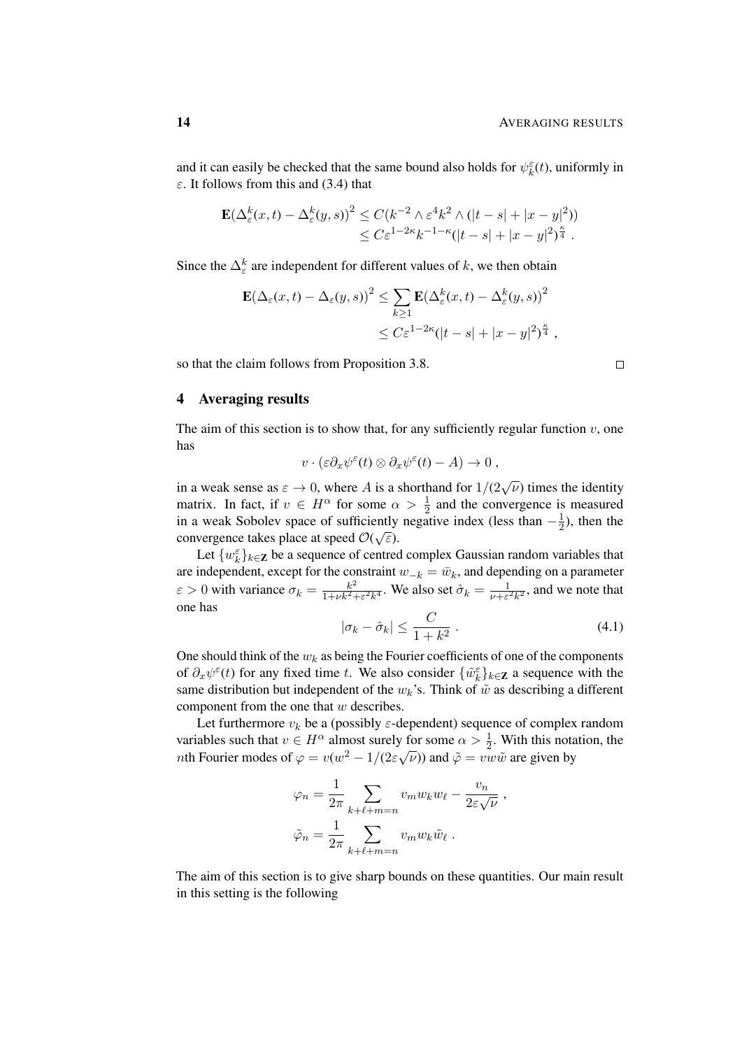and it can easily be checked that the same bound also holds for $\psi_k^\varepsilon(t)$, uniformly in $\varepsilon$. It follows from this and (3.4) that

$$\begin{aligned}\mathbf{E}\big(\Delta_\varepsilon^k(x,t) - \Delta_\varepsilon^k(y,s)\big)^2 &\le C(k^{-2} \wedge \varepsilon^4 k^2 \wedge (|t-s| + |x-y|^2)) \\ &\le C\varepsilon^{1-2\kappa} k^{-1-\kappa} (|t-s| + |x-y|^2)^{\frac{\kappa}{4}} \;.\end{aligned}$$

Since the $\Delta_\varepsilon^k$ are independent for different values of $k$, we then obtain

$$\begin{aligned}\mathbf{E}\big(\Delta_\varepsilon(x,t) - \Delta_\varepsilon(y,s)\big)^2 &\le \sum_{k\ge 1} \mathbf{E}\big(\Delta_\varepsilon^k(x,t) - \Delta_\varepsilon^k(y,s)\big)^2 \\ &\le C\varepsilon^{1-2\kappa} (|t-s| + |x-y|^2)^{\frac{\kappa}{4}} \;,\end{aligned}$$

so that the claim follows from Proposition 3.8. □

## 4 Averaging results

The aim of this section is to show that, for any sufficiently regular function $v$, one has

$$v \cdot (\varepsilon \partial_x \psi^\varepsilon(t) \otimes \partial_x \psi^\varepsilon(t) - A) \to 0 \;,$$

in a weak sense as $\varepsilon \to 0$, where $A$ is a shorthand for $1/(2\sqrt{\nu})$ times the identity matrix. In fact, if $v \in H^\alpha$ for some $\alpha > \frac{1}{2}$ and the convergence is measured in a weak Sobolev space of sufficiently negative index (less than $-\frac{1}{2}$), then the convergence takes place at speed $\mathcal{O}(\sqrt{\varepsilon})$.

Let $\{w_k^\varepsilon\}_{k\in\mathbf{Z}}$ be a sequence of centred complex Gaussian random variables that are independent, except for the constraint $w_{-k} = \bar{w}_k$, and depending on a parameter $\varepsilon > 0$ with variance $\sigma_k = \frac{k^2}{1+\nu k^2 + \varepsilon^2 k^4}$. We also set $\hat{\sigma}_k = \frac{1}{\nu + \varepsilon^2 k^2}$, and we note that one has

$$|\sigma_k - \hat{\sigma}_k| \le \frac{C}{1+k^2} \;. \tag{4.1}$$

One should think of the $w_k$ as being the Fourier coefficients of one of the components of $\partial_x \psi^\varepsilon(t)$ for any fixed time $t$. We also consider $\{\tilde{w}_k^\varepsilon\}_{k\in\mathbf{Z}}$ a sequence with the same distribution but independent of the $w_k$'s. Think of $\tilde{w}$ as describing a different component from the one that $w$ describes.

Let furthermore $v_k$ be a (possibly $\varepsilon$-dependent) sequence of complex random variables such that $v \in H^\alpha$ almost surely for some $\alpha > \frac{1}{2}$. With this notation, the $n$th Fourier modes of $\varphi = v(w^2 - 1/(2\varepsilon\sqrt{\nu}))$ and $\tilde{\varphi} = vw\tilde{w}$ are given by

$$\begin{aligned}\varphi_n &= \frac{1}{2\pi} \sum_{k+\ell+m=n} v_m w_k w_\ell - \frac{v_n}{2\varepsilon\sqrt{\nu}} \;, \\ \tilde{\varphi}_n &= \frac{1}{2\pi} \sum_{k+\ell+m=n} v_m w_k \tilde{w}_\ell \;.\end{aligned}$$

The aim of this section is to give sharp bounds on these quantities. Our main result in this setting is the following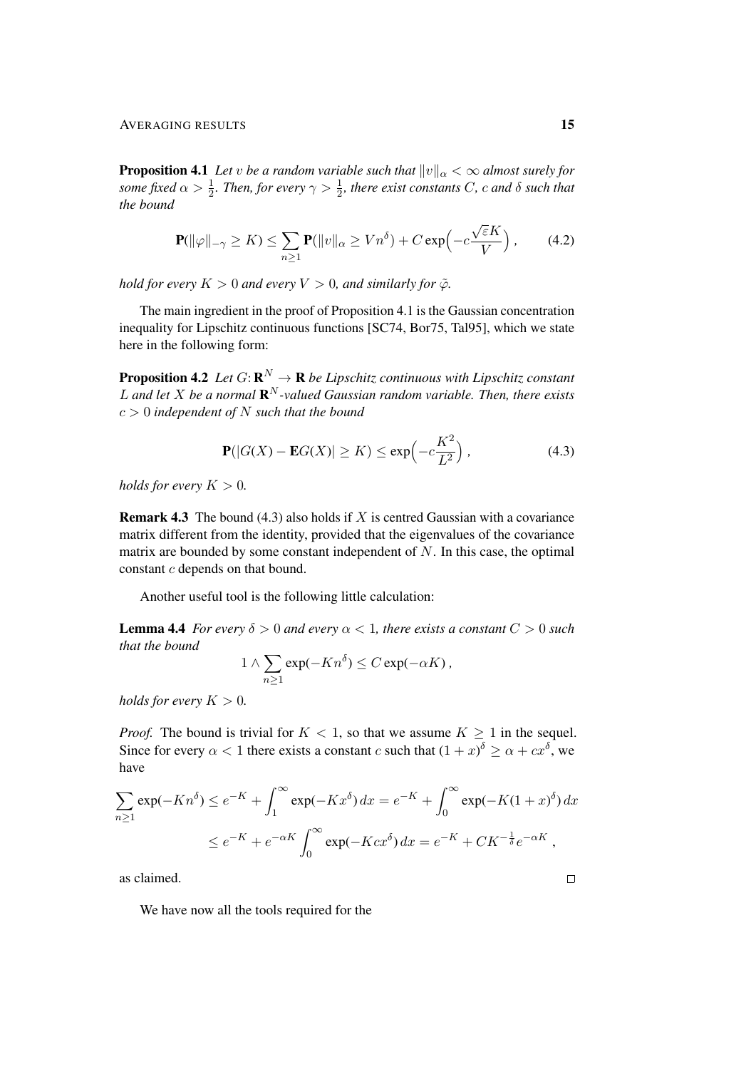**Proposition 4.1** *Let $v$ be a random variable such that $\|v\|_\alpha < \infty$ almost surely for some fixed $\alpha > \frac{1}{2}$. Then, for every $\gamma > \frac{1}{2}$, there exist constants $C$, $c$ and $\delta$ such that the bound*

$$\mathbf{P}(\|\varphi\|_{-\gamma} \geq K) \leq \sum_{n\geq 1} \mathbf{P}(\|v\|_\alpha \geq V n^\delta) + C \exp\Big(-c\frac{\sqrt{\varepsilon}K}{V}\Big) , \tag{4.2}$$

*hold for every $K > 0$ and every $V > 0$, and similarly for $\tilde{\varphi}$.*

The main ingredient in the proof of Proposition 4.1 is the Gaussian concentration inequality for Lipschitz continuous functions [SC74, Bor75, Tal95], which we state here in the following form:

**Proposition 4.2** *Let $G\colon \mathbf{R}^N \to \mathbf{R}$ be Lipschitz continuous with Lipschitz constant $L$ and let $X$ be a normal $\mathbf{R}^N$-valued Gaussian random variable. Then, there exists $c > 0$ independent of $N$ such that the bound*

$$\mathbf{P}(|G(X) - \mathbf{E}G(X)| \geq K) \leq \exp\Big(-c\frac{K^2}{L^2}\Big) , \tag{4.3}$$

*holds for every $K > 0$.*

**Remark 4.3** The bound (4.3) also holds if $X$ is centred Gaussian with a covariance matrix different from the identity, provided that the eigenvalues of the covariance matrix are bounded by some constant independent of $N$. In this case, the optimal constant $c$ depends on that bound.

Another useful tool is the following little calculation:

**Lemma 4.4** *For every $\delta > 0$ and every $\alpha < 1$, there exists a constant $C > 0$ such that the bound*

$$1 \wedge \sum_{n\geq 1} \exp(-K n^\delta) \leq C \exp(-\alpha K) ,$$

*holds for every $K > 0$.*

*Proof.* The bound is trivial for $K < 1$, so that we assume $K \geq 1$ in the sequel. Since for every $\alpha < 1$ there exists a constant $c$ such that $(1+x)^\delta \geq \alpha + c x^\delta$, we have

$$\begin{aligned}\sum_{n\geq 1} \exp(-K n^\delta) &\leq e^{-K} + \int_1^\infty \exp(-K x^\delta)\, dx = e^{-K} + \int_0^\infty \exp(-K(1+x)^\delta)\, dx \\ &\leq e^{-K} + e^{-\alpha K}\int_0^\infty \exp(-K c x^\delta)\, dx = e^{-K} + C K^{-\frac{1}{\delta}} e^{-\alpha K} ,\end{aligned}$$

as claimed. □

We have now all the tools required for the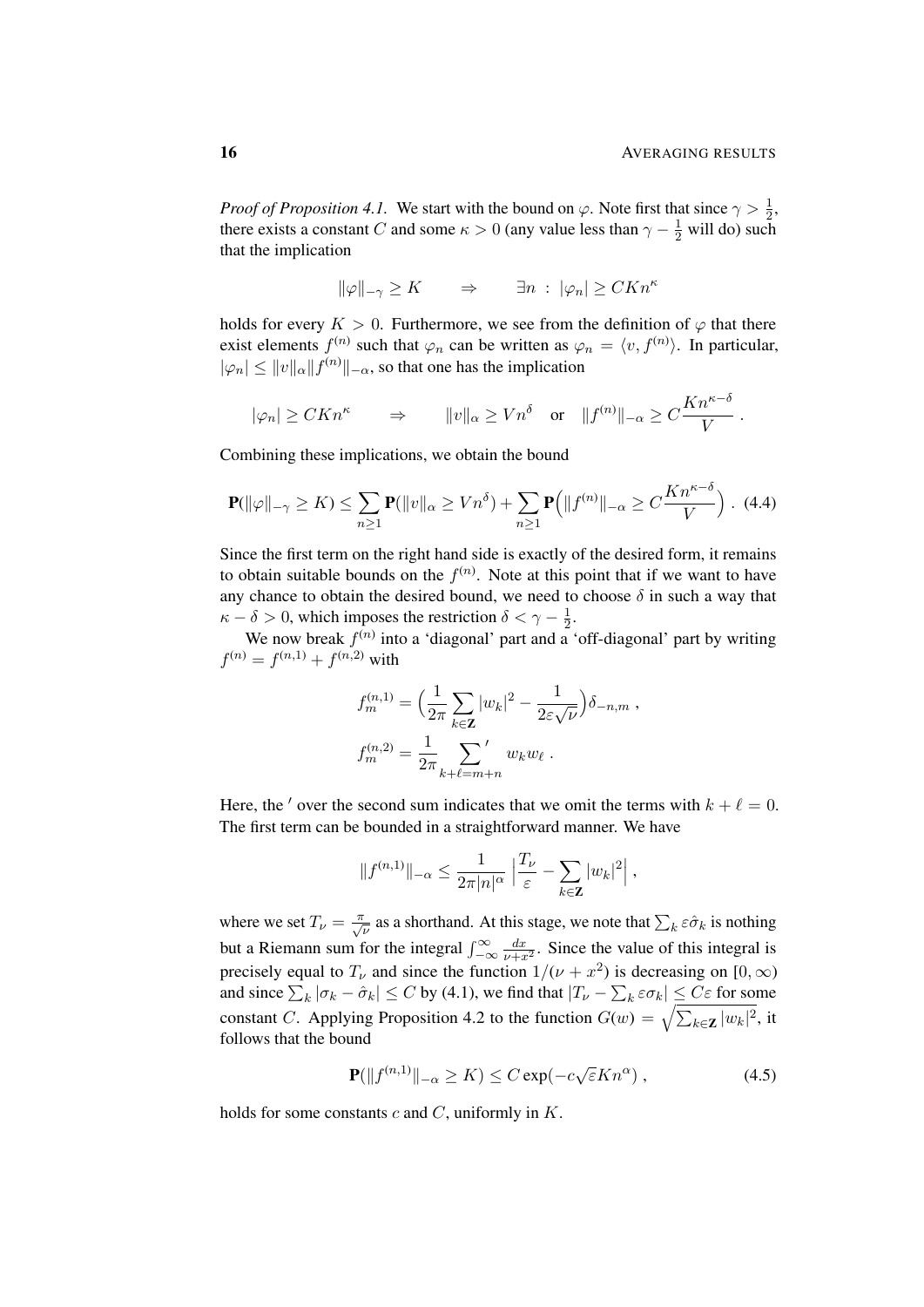*Proof of Proposition 4.1.* We start with the bound on $\varphi$. Note first that since $\gamma > \frac{1}{2}$, there exists a constant $C$ and some $\kappa > 0$ (any value less than $\gamma - \frac{1}{2}$ will do) such that the implication

$$\|\varphi\|_{-\gamma} \geq K \qquad \Rightarrow \qquad \exists n \;:\; |\varphi_n| \geq CKn^{\kappa}$$

holds for every $K > 0$. Furthermore, we see from the definition of $\varphi$ that there exist elements $f^{(n)}$ such that $\varphi_n$ can be written as $\varphi_n = \langle v, f^{(n)}\rangle$. In particular, $|\varphi_n| \leq \|v\|_\alpha \|f^{(n)}\|_{-\alpha}$, so that one has the implication

$$|\varphi_n| \geq CKn^{\kappa} \qquad \Rightarrow \qquad \|v\|_\alpha \geq Vn^{\delta} \quad \text{or} \quad \|f^{(n)}\|_{-\alpha} \geq C\frac{Kn^{\kappa-\delta}}{V} \;.$$

Combining these implications, we obtain the bound

$$\mathbf{P}(\|\varphi\|_{-\gamma} \geq K) \leq \sum_{n\geq 1} \mathbf{P}(\|v\|_\alpha \geq Vn^{\delta}) + \sum_{n\geq 1} \mathbf{P}\Big(\|f^{(n)}\|_{-\alpha} \geq C\frac{Kn^{\kappa-\delta}}{V}\Big) \;. \quad (4.4)$$

Since the first term on the right hand side is exactly of the desired form, it remains to obtain suitable bounds on the $f^{(n)}$. Note at this point that if we want to have any chance to obtain the desired bound, we need to choose $\delta$ in such a way that $\kappa - \delta > 0$, which imposes the restriction $\delta < \gamma - \frac{1}{2}$.

We now break $f^{(n)}$ into a 'diagonal' part and a 'off-diagonal' part by writing $f^{(n)} = f^{(n,1)} + f^{(n,2)}$ with

$$f^{(n,1)}_m = \Big(\frac{1}{2\pi}\sum_{k\in\mathbf{Z}} |w_k|^2 - \frac{1}{2\varepsilon\sqrt{\nu}}\Big)\delta_{-n,m} \;,$$

$$f^{(n,2)}_m = \frac{1}{2\pi}\sideset{}{'}\sum_{k+\ell=m+n} w_k w_\ell \;.$$

Here, the $'$ over the second sum indicates that we omit the terms with $k + \ell = 0$. The first term can be bounded in a straightforward manner. We have

$$\|f^{(n,1)}\|_{-\alpha} \leq \frac{1}{2\pi|n|^{\alpha}}\,\Big|\frac{T_\nu}{\varepsilon} - \sum_{k\in\mathbf{Z}} |w_k|^2\Big| \;,$$

where we set $T_\nu = \frac{\pi}{\sqrt{\nu}}$ as a shorthand. At this stage, we note that $\sum_k \varepsilon\hat\sigma_k$ is nothing but a Riemann sum for the integral $\int_{-\infty}^{\infty}\frac{dx}{\nu+x^2}$. Since the value of this integral is precisely equal to $T_\nu$ and since the function $1/(\nu + x^2)$ is decreasing on $[0,\infty)$ and since $\sum_k |\sigma_k - \hat\sigma_k| \leq C$ by (4.1), we find that $|T_\nu - \sum_k \varepsilon\sigma_k| \leq C\varepsilon$ for some constant $C$. Applying Proposition 4.2 to the function $G(w) = \sqrt{\sum_{k\in\mathbf{Z}} |w_k|^2}$, it follows that the bound

$$\mathbf{P}(\|f^{(n,1)}\|_{-\alpha} \geq K) \leq C\exp(-c\sqrt{\varepsilon}Kn^{\alpha}) \;, \quad (4.5)$$

holds for some constants $c$ and $C$, uniformly in $K$.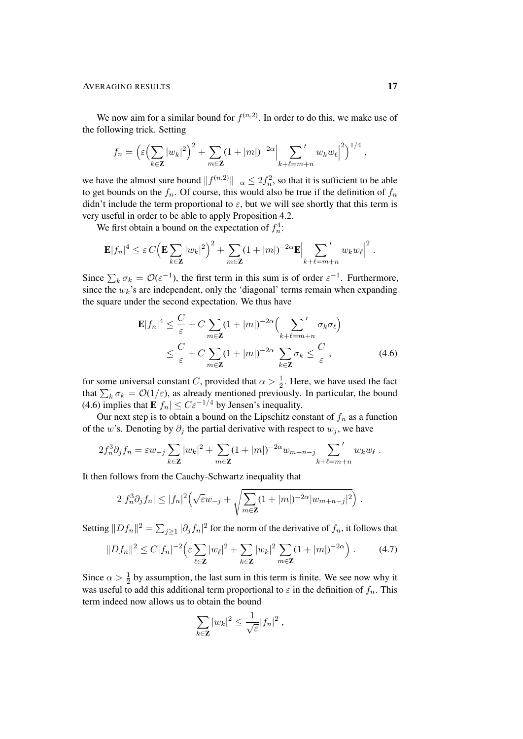We now aim for a similar bound for $f^{(n,2)}$. In order to do this, we make use of the following trick. Setting

$$f_n = \Big(\varepsilon\Big(\sum_{k\in\mathbf{Z}} |w_k|^2\Big)^2 + \sum_{m\in\mathbf{Z}} (1+|m|)^{-2\alpha}\Big|\sum_{k+\ell=m+n}{}' \, w_k w_\ell\Big|^2\Big)^{1/4} ,$$

we have the almost sure bound $\|f^{(n,2)}\|_{-\alpha} \le 2f_n^2$, so that it is sufficient to be able to get bounds on the $f_n$. Of course, this would also be true if the definition of $f_n$ didn't include the term proportional to $\varepsilon$, but we will see shortly that this term is very useful in order to be able to apply Proposition 4.2.

We first obtain a bound on the expectation of $f_n^4$:

$$\mathbf{E}|f_n|^4 \le \varepsilon\, C\Big(\mathbf{E}\sum_{k\in\mathbf{Z}} |w_k|^2\Big)^2 + \sum_{m\in\mathbf{Z}} (1+|m|)^{-2\alpha}\mathbf{E}\Big|\sum_{k+\ell=m+n}{}' \, w_k w_\ell\Big|^2 .$$

Since $\sum_k \sigma_k = \mathcal{O}(\varepsilon^{-1})$, the first term in this sum is of order $\varepsilon^{-1}$. Furthermore, since the $w_k$'s are independent, only the 'diagonal' terms remain when expanding the square under the second expectation. We thus have

$$\begin{aligned}
\mathbf{E}|f_n|^4 &\le \frac{C}{\varepsilon} + C\sum_{m\in\mathbf{Z}} (1+|m|)^{-2\alpha}\Big(\sum_{k+\ell=m+n}{}' \, \sigma_k\sigma_\ell\Big) \\
&\le \frac{C}{\varepsilon} + C\sum_{m\in\mathbf{Z}} (1+|m|)^{-2\alpha}\sum_{k\in\mathbf{Z}}\sigma_k \le \frac{C}{\varepsilon} ,
\end{aligned} \tag{4.6}$$

for some universal constant $C$, provided that $\alpha > \frac{1}{2}$. Here, we have used the fact that $\sum_k \sigma_k = \mathcal{O}(1/\varepsilon)$, as already mentioned previously. In particular, the bound (4.6) implies that $\mathbf{E}|f_n| \le C\varepsilon^{-1/4}$ by Jensen's inequality.

Our next step is to obtain a bound on the Lipschitz constant of $f_n$ as a function of the $w$'s. Denoting by $\partial_j$ the partial derivative with respect to $w_j$, we have

$$2f_n^3\partial_j f_n = \varepsilon w_{-j}\sum_{k\in\mathbf{Z}}|w_k|^2 + \sum_{m\in\mathbf{Z}}(1+|m|)^{-2\alpha} w_{m+n-j}\sum_{k+\ell=m+n}{}' \, w_k w_\ell .$$

It then follows from the Cauchy-Schwartz inequality that

$$2|f_n^3\partial_j f_n| \le |f_n|^2\Big(\sqrt{\varepsilon} w_{-j} + \sqrt{\sum_{m\in\mathbf{Z}}(1+|m|)^{-2\alpha}|w_{m+n-j}|^2}\Big) .$$

Setting $\|Df_n\|^2 = \sum_{j\ge1}|\partial_j f_n|^2$ for the norm of the derivative of $f_n$, it follows that

$$\|Df_n\|^2 \le C|f_n|^{-2}\Big(\varepsilon\sum_{\ell\in\mathbf{Z}}|w_\ell|^2 + \sum_{k\in\mathbf{Z}}|w_k|^2\sum_{m\in\mathbf{Z}}(1+|m|)^{-2\alpha}\Big) . \tag{4.7}$$

Since $\alpha > \frac{1}{2}$ by assumption, the last sum in this term is finite. We see now why it was useful to add this additional term proportional to $\varepsilon$ in the definition of $f_n$. This term indeed now allows us to obtain the bound

$$\sum_{k\in\mathbf{Z}}|w_k|^2 \le \frac{1}{\sqrt{\varepsilon}}|f_n|^2 ,$$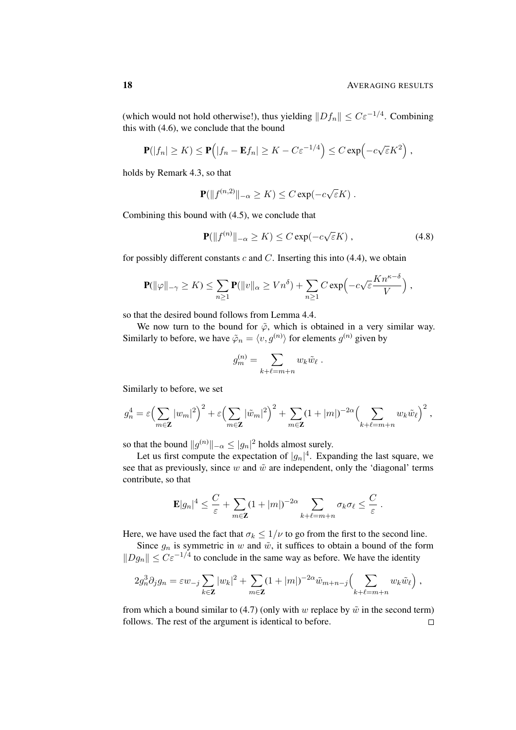(which would not hold otherwise!), thus yielding $\|Df_n\| \le C\varepsilon^{-1/4}$. Combining this with (4.6), we conclude that the bound

$$\mathbf{P}(|f_n| \ge K) \le \mathbf{P}\Big(|f_n - \mathbf{E}f_n| \ge K - C\varepsilon^{-1/4}\Big) \le C\exp\Big(-c\sqrt{\varepsilon}K^2\Big)\;,$$

holds by Remark 4.3, so that

$$\mathbf{P}(\|f^{(n,2)}\|_{-\alpha} \ge K) \le C\exp(-c\sqrt{\varepsilon}K)\;.$$

Combining this bound with (4.5), we conclude that

$$\mathbf{P}(\|f^{(n)}\|_{-\alpha} \ge K) \le C\exp(-c\sqrt{\varepsilon}K)\;, \tag{4.8}$$

for possibly different constants $c$ and $C$. Inserting this into (4.4), we obtain

$$\mathbf{P}(\|\varphi\|_{-\gamma} \ge K) \le \sum_{n\ge 1}\mathbf{P}(\|v\|_\alpha \ge Vn^\delta) + \sum_{n\ge 1} C\exp\Big(-c\sqrt{\varepsilon}\frac{Kn^{\kappa-\delta}}{V}\Big)\;,$$

so that the desired bound follows from Lemma 4.4.

We now turn to the bound for $\tilde\varphi$, which is obtained in a very similar way. Similarly to before, we have $\tilde\varphi_n = \langle v, g^{(n)}\rangle$ for elements $g^{(n)}$ given by

$$g^{(n)}_m = \sum_{k+\ell=m+n} w_k\tilde w_\ell\;.$$

Similarly to before, we set

$$g_n^4 = \varepsilon\Big(\sum_{m\in\mathbf{Z}}|w_m|^2\Big)^2 + \varepsilon\Big(\sum_{m\in\mathbf{Z}}|\tilde w_m|^2\Big)^2 + \sum_{m\in\mathbf{Z}}(1+|m|)^{-2\alpha}\Big(\sum_{k+\ell=m+n} w_k\tilde w_\ell\Big)^2\;,$$

so that the bound $\|g^{(n)}\|_{-\alpha} \le |g_n|^2$ holds almost surely.

Let us first compute the expectation of $|g_n|^4$. Expanding the last square, we see that as previously, since $w$ and $\tilde w$ are independent, only the 'diagonal' terms contribute, so that

$$\mathbf{E}|g_n|^4 \le \frac{C}{\varepsilon} + \sum_{m\in\mathbf{Z}}(1+|m|)^{-2\alpha}\sum_{k+\ell=m+n}\sigma_k\sigma_\ell \le \frac{C}{\varepsilon}\;.$$

Here, we have used the fact that $\sigma_k \le 1/\nu$ to go from the first to the second line.

Since $g_n$ is symmetric in $w$ and $\tilde w$, it suffices to obtain a bound of the form $\|Dg_n\| \le C\varepsilon^{-1/4}$ to conclude in the same way as before. We have the identity

$$2g_n^3\partial_j g_n = \varepsilon w_{-j}\sum_{k\in\mathbf{Z}}|w_k|^2 + \sum_{m\in\mathbf{Z}}(1+|m|)^{-2\alpha}\tilde w_{m+n-j}\Big(\sum_{k+\ell=m+n} w_k\tilde w_\ell\Big)\;,$$

from which a bound similar to (4.7) (only with $w$ replace by $\tilde w$ in the second term) follows. The rest of the argument is identical to before. $\square$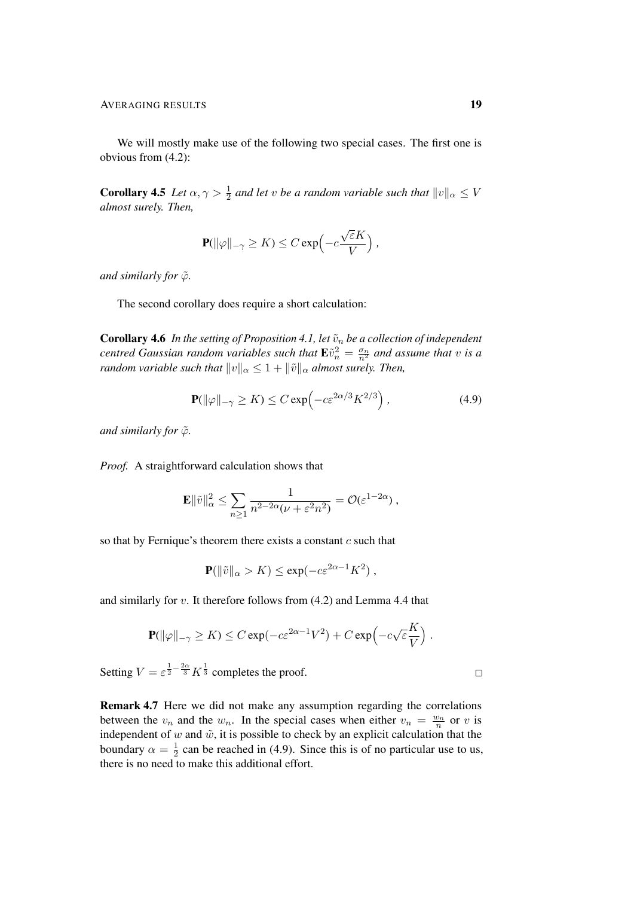We will mostly make use of the following two special cases. The first one is obvious from (4.2):

**Corollary 4.5** *Let $\alpha, \gamma > \frac{1}{2}$ and let $v$ be a random variable such that $\|v\|_\alpha \le V$ almost surely. Then,*

$$\mathbf{P}(\|\varphi\|_{-\gamma} \ge K) \le C \exp\Big(-c\frac{\sqrt{\varepsilon}K}{V}\Big) ,$$

*and similarly for $\tilde{\varphi}$.*

The second corollary does require a short calculation:

**Corollary 4.6** *In the setting of Proposition 4.1, let $\tilde{v}_n$ be a collection of independent centred Gaussian random variables such that $\mathbf{E}\tilde{v}_n^2 = \frac{\sigma_n}{n^2}$ and assume that $v$ is a random variable such that $\|v\|_\alpha \le 1 + \|\tilde{v}\|_\alpha$ almost surely. Then,*

$$\mathbf{P}(\|\varphi\|_{-\gamma} \ge K) \le C \exp\Big(-c\varepsilon^{2\alpha/3} K^{2/3}\Big) , \tag{4.9}$$

*and similarly for $\tilde{\varphi}$.*

*Proof.* A straightforward calculation shows that

$$\mathbf{E}\|\tilde{v}\|_\alpha^2 \le \sum_{n\ge 1} \frac{1}{n^{2-2\alpha}(\nu + \varepsilon^2 n^2)} = \mathcal{O}(\varepsilon^{1-2\alpha}) ,$$

so that by Fernique's theorem there exists a constant $c$ such that

$$\mathbf{P}(\|\tilde{v}\|_\alpha > K) \le \exp(-c\varepsilon^{2\alpha-1}K^2) ,$$

and similarly for $v$. It therefore follows from (4.2) and Lemma 4.4 that

$$\mathbf{P}(\|\varphi\|_{-\gamma} \ge K) \le C \exp(-c\varepsilon^{2\alpha-1}V^2) + C \exp\Big(-c\sqrt{\varepsilon}\frac{K}{V}\Big) .$$

Setting $V = \varepsilon^{\frac{1}{2} - \frac{2\alpha}{3}} K^{\frac{1}{3}}$ completes the proof. $\square$

**Remark 4.7** Here we did not make any assumption regarding the correlations between the $v_n$ and the $w_n$. In the special cases when either $v_n = \frac{w_n}{n}$ or $v$ is independent of $w$ and $\tilde{v}$, it is possible to check by an explicit calculation that the boundary $\alpha = \frac{1}{2}$ can be reached in (4.9). Since this is of no particular use to us, there is no need to make this additional effort.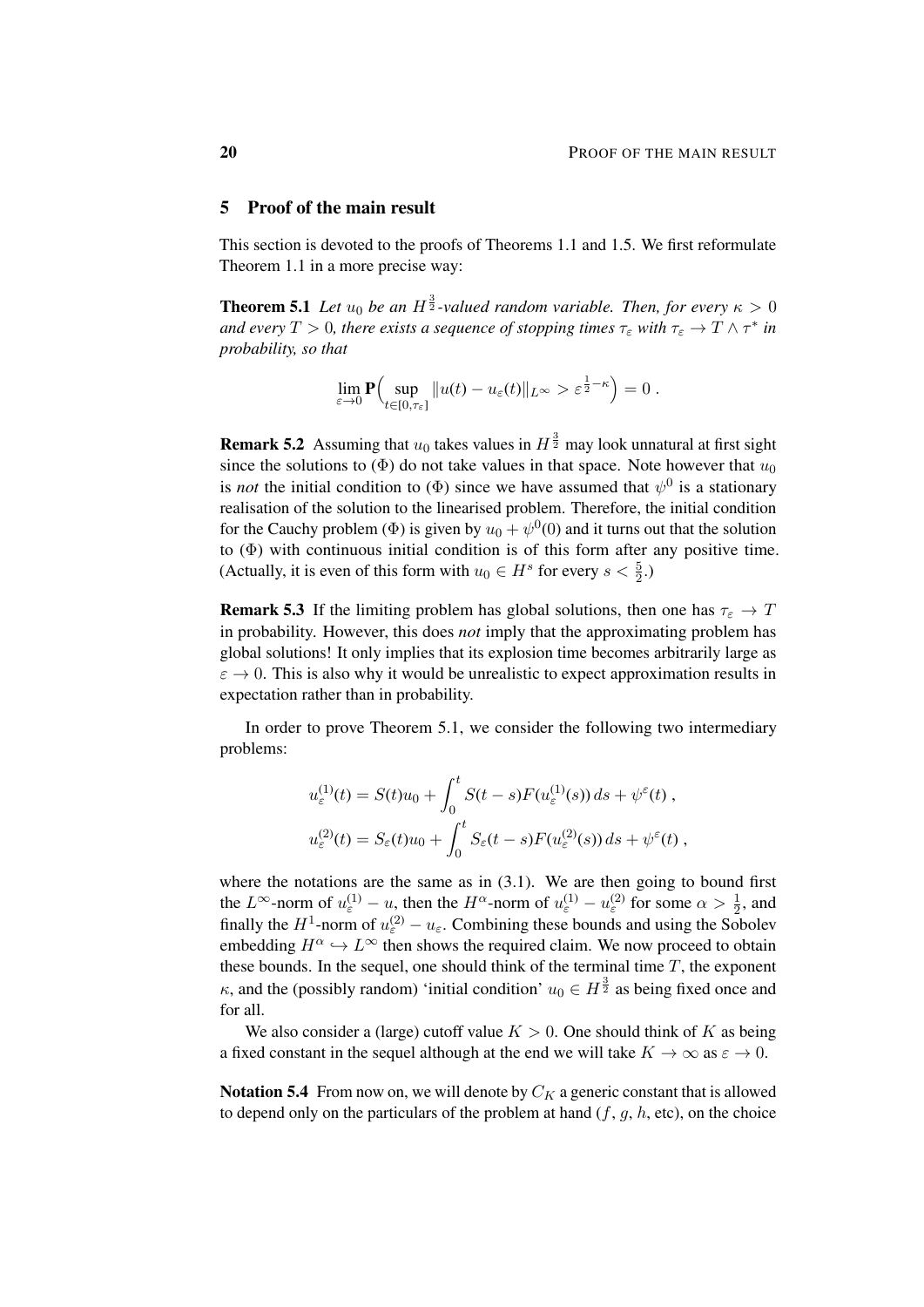## 5 Proof of the main result

This section is devoted to the proofs of Theorems 1.1 and 1.5. We first reformulate Theorem 1.1 in a more precise way:

**Theorem 5.1** *Let $u_0$ be an $H^{\frac{3}{2}}$-valued random variable. Then, for every $\kappa > 0$ and every $T > 0$, there exists a sequence of stopping times $\tau_\varepsilon$ with $\tau_\varepsilon \to T \wedge \tau^*$ in probability, so that*

$$\lim_{\varepsilon \to 0} \mathbf{P}\Big( \sup_{t \in [0,\tau_\varepsilon]} \|u(t) - u_\varepsilon(t)\|_{L^\infty} > \varepsilon^{\frac{1}{2}-\kappa} \Big) = 0 \;.$$

**Remark 5.2** Assuming that $u_0$ takes values in $H^{\frac{3}{2}}$ may look unnatural at first sight since the solutions to ($\Phi$) do not take values in that space. Note however that $u_0$ is *not* the initial condition to ($\Phi$) since we have assumed that $\psi^0$ is a stationary realisation of the solution to the linearised problem. Therefore, the initial condition for the Cauchy problem ($\Phi$) is given by $u_0 + \psi^0(0)$ and it turns out that the solution to ($\Phi$) with continuous initial condition is of this form after any positive time. (Actually, it is even of this form with $u_0 \in H^s$ for every $s < \frac{5}{2}$.)

**Remark 5.3** If the limiting problem has global solutions, then one has $\tau_\varepsilon \to T$ in probability. However, this does *not* imply that the approximating problem has global solutions! It only implies that its explosion time becomes arbitrarily large as $\varepsilon \to 0$. This is also why it would be unrealistic to expect approximation results in expectation rather than in probability.

In order to prove Theorem 5.1, we consider the following two intermediary problems:

$$\begin{aligned}
u_\varepsilon^{(1)}(t) &= S(t)u_0 + \int_0^t S(t-s)F(u_\varepsilon^{(1)}(s))\,ds + \psi^\varepsilon(t) \;, \\
u_\varepsilon^{(2)}(t) &= S_\varepsilon(t)u_0 + \int_0^t S_\varepsilon(t-s)F(u_\varepsilon^{(2)}(s))\,ds + \psi^\varepsilon(t) \;,
\end{aligned}$$

where the notations are the same as in (3.1). We are then going to bound first the $L^\infty$-norm of $u_\varepsilon^{(1)} - u$, then the $H^\alpha$-norm of $u_\varepsilon^{(1)} - u_\varepsilon^{(2)}$ for some $\alpha > \frac{1}{2}$, and finally the $H^1$-norm of $u_\varepsilon^{(2)} - u_\varepsilon$. Combining these bounds and using the Sobolev embedding $H^\alpha \hookrightarrow L^\infty$ then shows the required claim. We now proceed to obtain these bounds. In the sequel, one should think of the terminal time $T$, the exponent $\kappa$, and the (possibly random) 'initial condition' $u_0 \in H^{\frac{3}{2}}$ as being fixed once and for all.

We also consider a (large) cutoff value $K > 0$. One should think of $K$ as being a fixed constant in the sequel although at the end we will take $K \to \infty$ as $\varepsilon \to 0$.

**Notation 5.4** From now on, we will denote by $C_K$ a generic constant that is allowed to depend only on the particulars of the problem at hand ($f$, $g$, $h$, etc), on the choice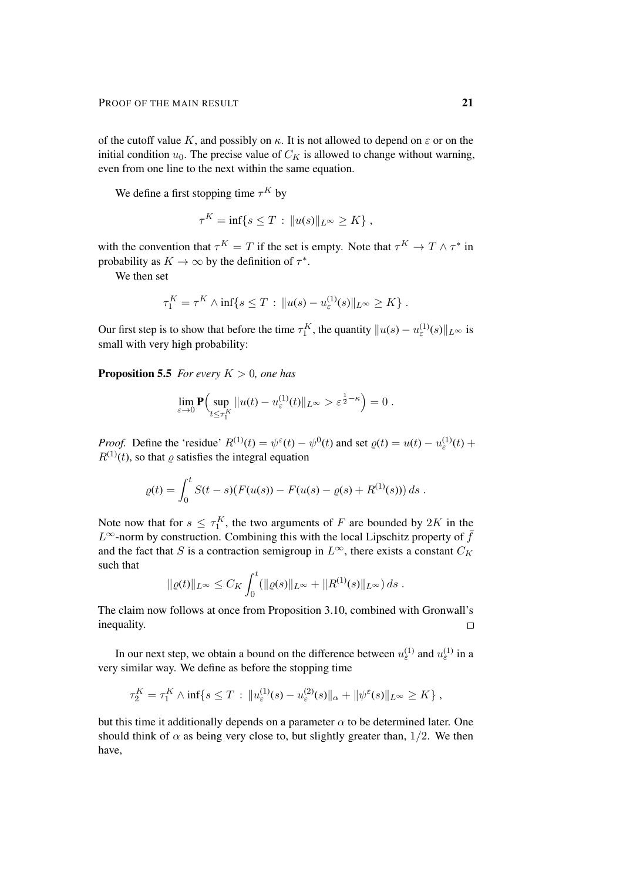of the cutoff value $K$, and possibly on $\kappa$. It is not allowed to depend on $\varepsilon$ or on the initial condition $u_0$. The precise value of $C_K$ is allowed to change without warning, even from one line to the next within the same equation.

We define a first stopping time $\tau^K$ by

$$\tau^K = \inf\{s \le T \,:\, \|u(s)\|_{L^\infty} \ge K\}\;,$$

with the convention that $\tau^K = T$ if the set is empty. Note that $\tau^K \to T \wedge \tau^*$ in probability as $K \to \infty$ by the definition of $\tau^*$.

We then set

$$\tau_1^K = \tau^K \wedge \inf\{s \le T \,:\, \|u(s) - u_\varepsilon^{(1)}(s)\|_{L^\infty} \ge K\}\;.$$

Our first step is to show that before the time $\tau_1^K$, the quantity $\|u(s) - u_\varepsilon^{(1)}(s)\|_{L^\infty}$ is small with very high probability:

**Proposition 5.5** *For every $K > 0$, one has*

$$\lim_{\varepsilon\to 0} \mathbf{P}\Big(\sup_{t\le \tau_1^K} \|u(t) - u_\varepsilon^{(1)}(t)\|_{L^\infty} > \varepsilon^{\frac12 - \kappa}\Big) = 0\;.$$

*Proof.* Define the 'residue' $R^{(1)}(t) = \psi^\varepsilon(t) - \psi^0(t)$ and set $\varrho(t) = u(t) - u_\varepsilon^{(1)}(t) + R^{(1)}(t)$, so that $\varrho$ satisfies the integral equation

$$\varrho(t) = \int_0^t S(t-s)\big(F(u(s)) - F(u(s) - \varrho(s) + R^{(1)}(s))\big)\,ds\;.$$

Note now that for $s \le \tau_1^K$, the two arguments of $F$ are bounded by $2K$ in the $L^\infty$-norm by construction. Combining this with the local Lipschitz property of $\bar f$ and the fact that $S$ is a contraction semigroup in $L^\infty$, there exists a constant $C_K$ such that

$$\|\varrho(t)\|_{L^\infty} \le C_K \int_0^t \big(\|\varrho(s)\|_{L^\infty} + \|R^{(1)}(s)\|_{L^\infty}\big)\,ds\;.$$

The claim now follows at once from Proposition 3.10, combined with Gronwall's inequality. $\square$

In our next step, we obtain a bound on the difference between $u_\varepsilon^{(1)}$ and $u_\varepsilon^{(1)}$ in a very similar way. We define as before the stopping time

$$\tau_2^K = \tau_1^K \wedge \inf\{s \le T \,:\, \|u_\varepsilon^{(1)}(s) - u_\varepsilon^{(2)}(s)\|_\alpha + \|\psi^\varepsilon(s)\|_{L^\infty} \ge K\}\;,$$

but this time it additionally depends on a parameter $\alpha$ to be determined later. One should think of $\alpha$ as being very close to, but slightly greater than, $1/2$. We then have,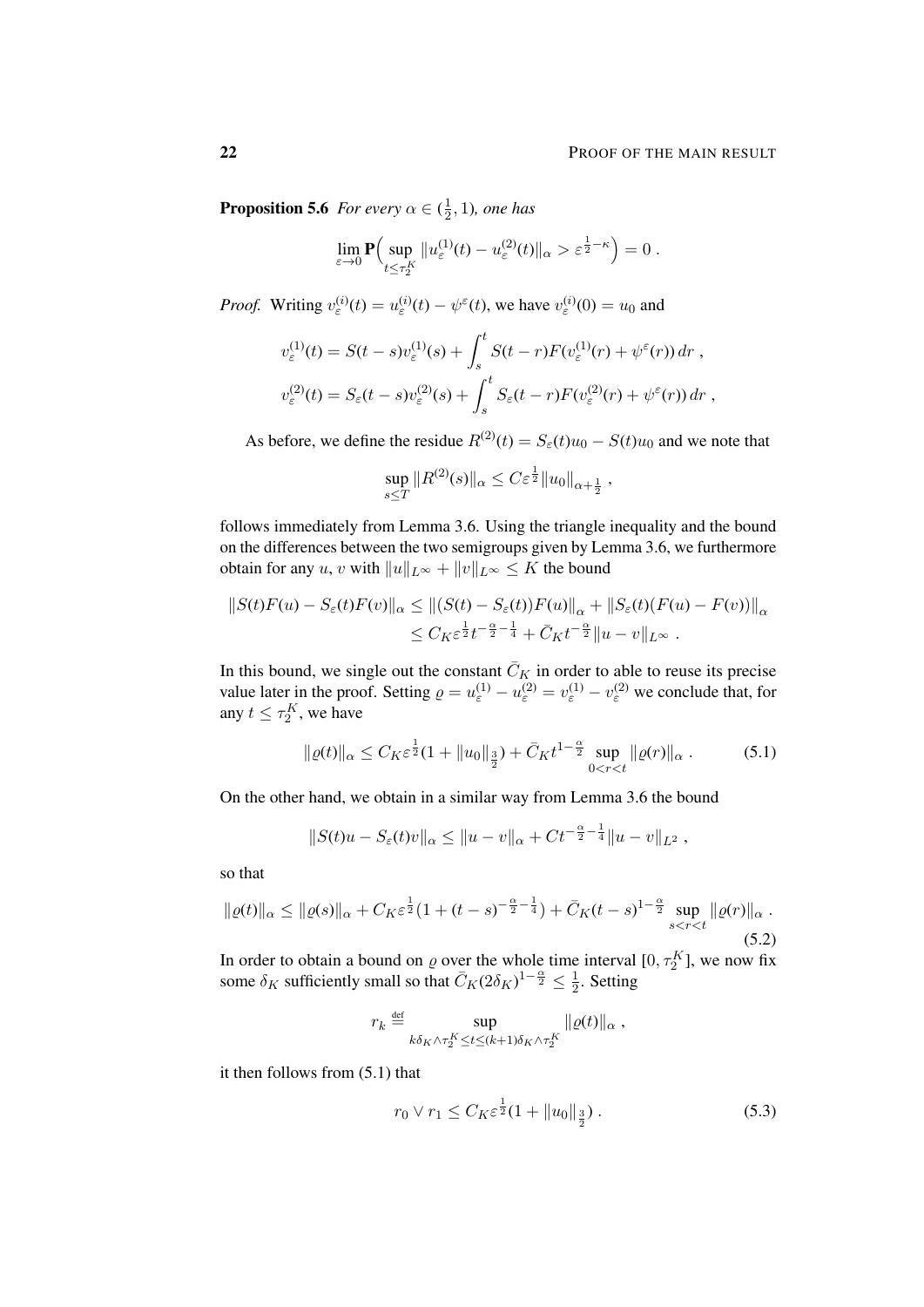**Proposition 5.6** *For every $\alpha \in (\frac{1}{2}, 1)$, one has*

$$\lim_{\varepsilon\to 0} \mathbf{P}\Big(\sup_{t\le \tau_2^K} \|u_\varepsilon^{(1)}(t) - u_\varepsilon^{(2)}(t)\|_\alpha > \varepsilon^{\frac{1}{2}-\kappa}\Big) = 0 .$$

*Proof.* Writing $v_\varepsilon^{(i)}(t) = u_\varepsilon^{(i)}(t) - \psi^\varepsilon(t)$, we have $v_\varepsilon^{(i)}(0) = u_0$ and

$$v_\varepsilon^{(1)}(t) = S(t-s)v_\varepsilon^{(1)}(s) + \int_s^t S(t-r)F(v_\varepsilon^{(1)}(r) + \psi^\varepsilon(r))\,dr ,$$
$$v_\varepsilon^{(2)}(t) = S_\varepsilon(t-s)v_\varepsilon^{(2)}(s) + \int_s^t S_\varepsilon(t-r)F(v_\varepsilon^{(2)}(r) + \psi^\varepsilon(r))\,dr ,$$

As before, we define the residue $R^{(2)}(t) = S_\varepsilon(t)u_0 - S(t)u_0$ and we note that

$$\sup_{s\le T} \|R^{(2)}(s)\|_\alpha \le C\varepsilon^{\frac{1}{2}} \|u_0\|_{\alpha+\frac{1}{2}} ,$$

follows immediately from Lemma 3.6. Using the triangle inequality and the bound on the differences between the two semigroups given by Lemma 3.6, we furthermore obtain for any $u$, $v$ with $\|u\|_{L^\infty} + \|v\|_{L^\infty} \le K$ the bound

$$\begin{aligned}\|S(t)F(u) - S_\varepsilon(t)F(v)\|_\alpha &\le \|(S(t) - S_\varepsilon(t))F(u)\|_\alpha + \|S_\varepsilon(t)(F(u) - F(v))\|_\alpha \\ &\le C_K \varepsilon^{\frac{1}{2}} t^{-\frac{\alpha}{2}-\frac{1}{4}} + \bar C_K t^{-\frac{\alpha}{2}} \|u - v\|_{L^\infty} .\end{aligned}$$

In this bound, we single out the constant $\bar C_K$ in order to able to reuse its precise value later in the proof. Setting $\varrho = u_\varepsilon^{(1)} - u_\varepsilon^{(2)} = v_\varepsilon^{(1)} - v_\varepsilon^{(2)}$ we conclude that, for any $t \le \tau_2^K$, we have

$$\|\varrho(t)\|_\alpha \le C_K \varepsilon^{\frac{1}{2}}(1 + \|u_0\|_{\frac{3}{2}}) + \bar C_K t^{1-\frac{\alpha}{2}} \sup_{0<r<t} \|\varrho(r)\|_\alpha . \tag{5.1}$$

On the other hand, we obtain in a similar way from Lemma 3.6 the bound

$$\|S(t)u - S_\varepsilon(t)v\|_\alpha \le \|u - v\|_\alpha + Ct^{-\frac{\alpha}{2}-\frac{1}{4}} \|u - v\|_{L^2} ,$$

so that

$$\|\varrho(t)\|_\alpha \le \|\varrho(s)\|_\alpha + C_K \varepsilon^{\frac{1}{2}}(1 + (t-s)^{-\frac{\alpha}{2}-\frac{1}{4}}) + \bar C_K (t-s)^{1-\frac{\alpha}{2}} \sup_{s<r<t} \|\varrho(r)\|_\alpha . \tag{5.2}$$

In order to obtain a bound on $\varrho$ over the whole time interval $[0, \tau_2^K]$, we now fix some $\delta_K$ sufficiently small so that $\bar C_K (2\delta_K)^{1-\frac{\alpha}{2}} \le \frac{1}{2}$. Setting

$$r_k \stackrel{\text{def}}{=} \sup_{k\delta_K\wedge\tau_2^K \le t \le (k+1)\delta_K \wedge \tau_2^K} \|\varrho(t)\|_\alpha ,$$

it then follows from (5.1) that

$$r_0 \vee r_1 \le C_K \varepsilon^{\frac{1}{2}}(1 + \|u_0\|_{\frac{3}{2}}) . \tag{5.3}$$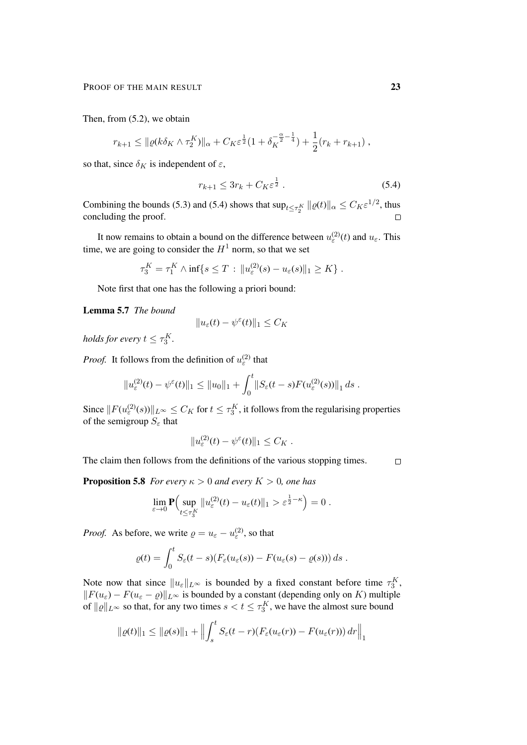Then, from (5.2), we obtain

$$r_{k+1} \le \|\varrho(k\delta_K \wedge \tau_2^K)\|_\alpha + C_K \varepsilon^{\frac{1}{2}}(1 + \delta_K^{-\frac{\alpha}{2}-\frac{1}{4}}) + \frac{1}{2}(r_k + r_{k+1}) ,$$

so that, since $\delta_K$ is independent of $\varepsilon$,

$$r_{k+1} \le 3r_k + C_K \varepsilon^{\frac{1}{2}} . \tag{5.4}$$

Combining the bounds (5.3) and (5.4) shows that $\sup_{t \le \tau_2^K} \|\varrho(t)\|_\alpha \le C_K \varepsilon^{1/2}$, thus concluding the proof. □

It now remains to obtain a bound on the difference between $u_\varepsilon^{(2)}(t)$ and $u_\varepsilon$. This time, we are going to consider the $H^1$ norm, so that we set

$$\tau_3^K = \tau_1^K \wedge \inf\{s \le T \,:\, \|u_\varepsilon^{(2)}(s) - u_\varepsilon(s)\|_1 \ge K\} .$$

Note first that one has the following a priori bound:

**Lemma 5.7** *The bound*

$$\|u_\varepsilon(t) - \psi^\varepsilon(t)\|_1 \le C_K$$

*holds for every $t \le \tau_3^K$.*

*Proof.* It follows from the definition of $u_\varepsilon^{(2)}$ that

$$\|u_\varepsilon^{(2)}(t) - \psi^\varepsilon(t)\|_1 \le \|u_0\|_1 + \int_0^t \|S_\varepsilon(t-s)F(u_\varepsilon^{(2)}(s))\|_1 \, ds .$$

Since $\|F(u_\varepsilon^{(2)}(s))\|_{L^\infty} \le C_K$ for $t \le \tau_3^K$, it follows from the regularising properties of the semigroup $S_\varepsilon$ that

$$\|u_\varepsilon^{(2)}(t) - \psi^\varepsilon(t)\|_1 \le C_K .$$

The claim then follows from the definitions of the various stopping times. □

**Proposition 5.8** *For every $\kappa > 0$ and every $K > 0$, one has*

$$\lim_{\varepsilon \to 0} \mathbf{P}\Big( \sup_{t \le \tau_3^K} \|u_\varepsilon^{(2)}(t) - u_\varepsilon(t)\|_1 > \varepsilon^{\frac{1}{2}-\kappa} \Big) = 0 .$$

*Proof.* As before, we write $\varrho = u_\varepsilon - u_\varepsilon^{(2)}$, so that

$$\varrho(t) = \int_0^t S_\varepsilon(t-s)\big(F_\varepsilon(u_\varepsilon(s)) - F(u_\varepsilon(s) - \varrho(s))\big)\, ds .$$

Note now that since $\|u_\varepsilon\|_{L^\infty}$ is bounded by a fixed constant before time $\tau_3^K$, $\|F(u_\varepsilon) - F(u_\varepsilon - \varrho)\|_{L^\infty}$ is bounded by a constant (depending only on $K$) multiple of $\|\varrho\|_{L^\infty}$ so that, for any two times $s < t \le \tau_3^K$, we have the almost sure bound

$$\|\varrho(t)\|_1 \le \|\varrho(s)\|_1 + \Big\| \int_s^t S_\varepsilon(t-r)\big(F_\varepsilon(u_\varepsilon(r)) - F(u_\varepsilon(r))\big)\, dr \Big\|_1$$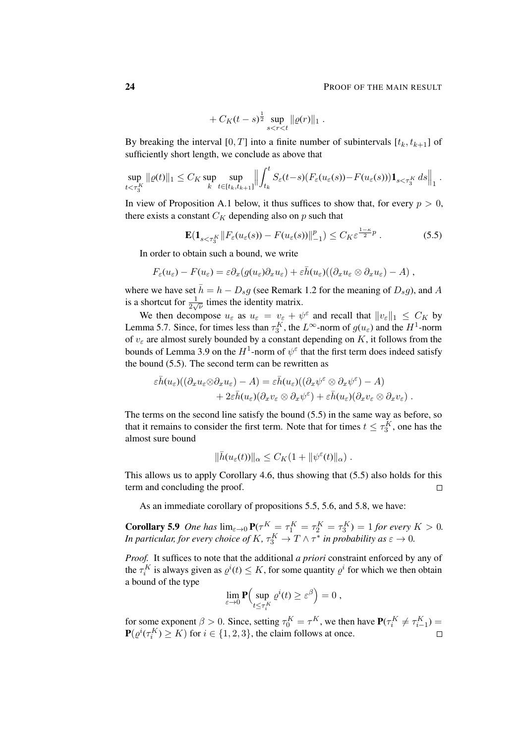$$+ C_K(t-s)^{\frac{1}{2}} \sup_{s<r<t} \|\varrho(r)\|_1 \;.$$

By breaking the interval $[0,T]$ into a finite number of subintervals $[t_k, t_{k+1}]$ of sufficiently short length, we conclude as above that

$$\sup_{t<\tau_3^K} \|\varrho(t)\|_1 \le C_K \sup_k \sup_{t\in[t_k,t_{k+1}]} \Big\| \int_{t_k}^t S_\varepsilon(t-s)(F_\varepsilon(u_\varepsilon(s)) - F(u_\varepsilon(s)))\mathbf{1}_{s<\tau_3^K}\,ds \Big\|_1 \;.$$

In view of Proposition A.1 below, it thus suffices to show that, for every $p>0$, there exists a constant $C_K$ depending also on $p$ such that

$$\mathbf{E}(\mathbf{1}_{s<\tau_3^K}\|F_\varepsilon(u_\varepsilon(s)) - F(u_\varepsilon(s))\|_{-1}^p) \le C_K \varepsilon^{\frac{1-\kappa}{2}p} \;. \tag{5.5}$$

In order to obtain such a bound, we write

$$F_\varepsilon(u_\varepsilon) - F(u_\varepsilon) = \varepsilon\partial_x(g(u_\varepsilon)\partial_x u_\varepsilon) + \varepsilon\bar h(u_\varepsilon)((\partial_x u_\varepsilon \otimes \partial_x u_\varepsilon) - A) \;,$$

where we have set $\bar h = h - D_s g$ (see Remark 1.2 for the meaning of $D_s g$), and $A$ is a shortcut for $\frac{1}{2\sqrt{\nu}}$ times the identity matrix.

We then decompose $u_\varepsilon$ as $u_\varepsilon = v_\varepsilon + \psi^\varepsilon$ and recall that $\|v_\varepsilon\|_1 \le C_K$ by Lemma 5.7. Since, for times less than $\tau_3^K$, the $L^\infty$-norm of $g(u_\varepsilon)$ and the $H^1$-norm of $v_\varepsilon$ are almost surely bounded by a constant depending on $K$, it follows from the bounds of Lemma 3.9 on the $H^1$-norm of $\psi^\varepsilon$ that the first term does indeed satisfy the bound (5.5). The second term can be rewritten as

$$\begin{aligned}\varepsilon\bar h(u_\varepsilon)((\partial_x u_\varepsilon \otimes \partial_x u_\varepsilon) - A) &= \varepsilon\bar h(u_\varepsilon)((\partial_x \psi^\varepsilon \otimes \partial_x \psi^\varepsilon) - A) \\ &\quad + 2\varepsilon\bar h(u_\varepsilon)(\partial_x v_\varepsilon \otimes \partial_x \psi^\varepsilon) + \varepsilon\bar h(u_\varepsilon)(\partial_x v_\varepsilon \otimes \partial_x v_\varepsilon) \;.\end{aligned}$$

The terms on the second line satisfy the bound (5.5) in the same way as before, so that it remains to consider the first term. Note that for times $t \le \tau_3^K$, one has the almost sure bound

$$\|\bar h(u_\varepsilon(t))\|_\alpha \le C_K(1 + \|\psi^\varepsilon(t)\|_\alpha) \;.$$

This allows us to apply Corollary 4.6, thus showing that (5.5) also holds for this term and concluding the proof. $\square$

As an immediate corollary of propositions 5.5, 5.6, and 5.8, we have:

**Corollary 5.9** *One has* $\lim_{\varepsilon\to 0}\mathbf{P}(\tau^K = \tau_1^K = \tau_2^K = \tau_3^K) = 1$ *for every* $K>0$. *In particular, for every choice of* $K$, $\tau_3^K \to T\wedge\tau^*$ *in probability as* $\varepsilon \to 0$.

*Proof.* It suffices to note that the additional *a priori* constraint enforced by any of the $\tau_i^K$ is always given as $\varrho^i(t) \le K$, for some quantity $\varrho^i$ for which we then obtain a bound of the type

$$\lim_{\varepsilon\to 0}\mathbf{P}\Big(\sup_{t\le\tau_i^K}\varrho^i(t) \ge \varepsilon^\beta\Big) = 0 \;,$$

for some exponent $\beta>0$. Since, setting $\tau_0^K = \tau^K$, we then have $\mathbf{P}(\tau_i^K \ne \tau_{i-1}^K) = \mathbf{P}(\varrho^i(\tau_i^K) \ge K)$ for $i \in \{1,2,3\}$, the claim follows at once. $\square$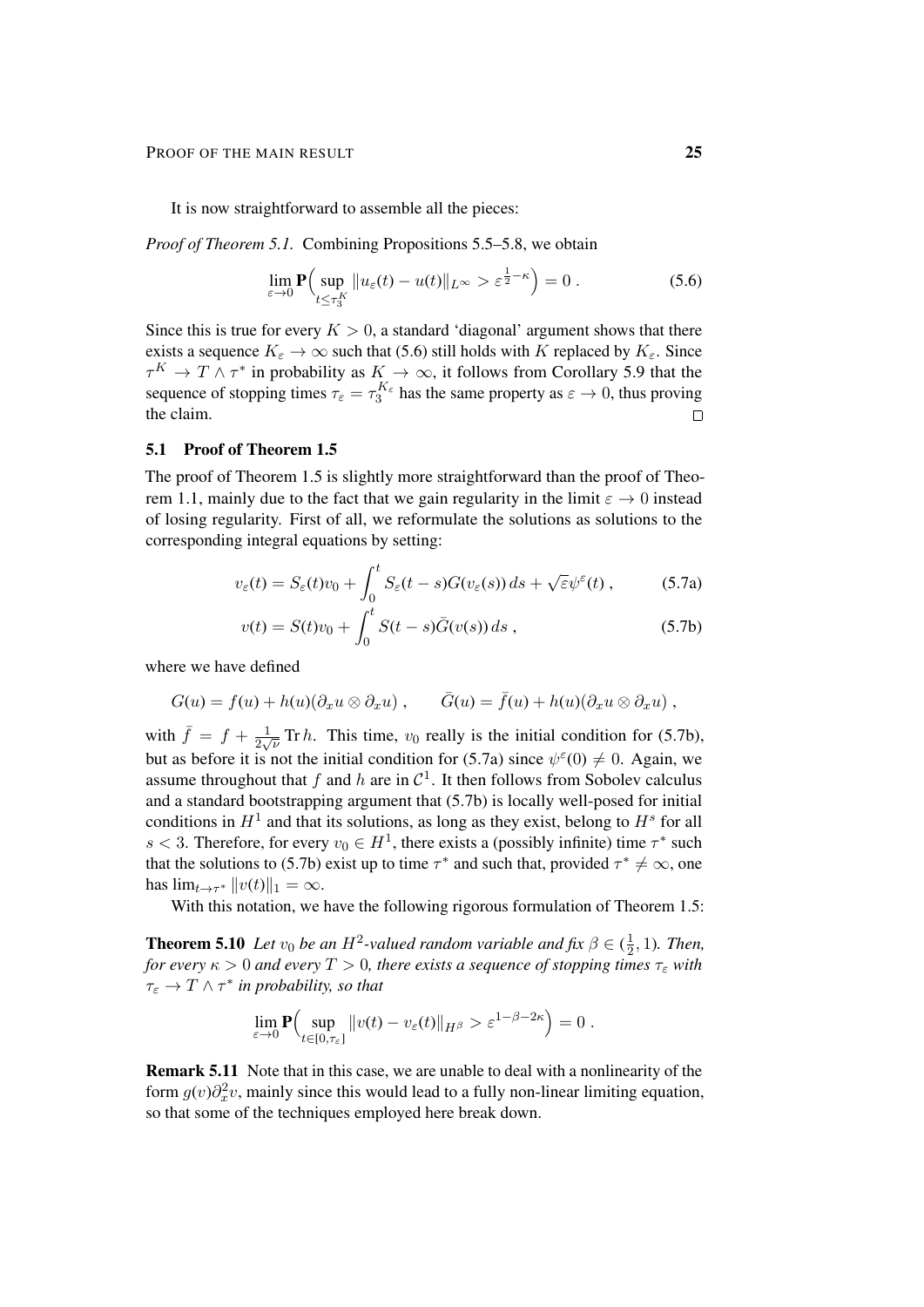It is now straightforward to assemble all the pieces:

*Proof of Theorem 5.1.* Combining Propositions 5.5–5.8, we obtain

$$\lim_{\varepsilon\to 0} \mathbf{P}\Big(\sup_{t\le\tau_3^K} \|u_\varepsilon(t) - u(t)\|_{L^\infty} > \varepsilon^{\frac{1}{2}-\kappa}\Big) = 0 . \tag{5.6}$$

Since this is true for every $K > 0$, a standard 'diagonal' argument shows that there exists a sequence $K_\varepsilon \to \infty$ such that (5.6) still holds with $K$ replaced by $K_\varepsilon$. Since $\tau^K \to T \wedge \tau^*$ in probability as $K \to \infty$, it follows from Corollary 5.9 that the sequence of stopping times $\tau_\varepsilon = \tau_3^{K_\varepsilon}$ has the same property as $\varepsilon \to 0$, thus proving the claim. □

## 5.1 Proof of Theorem 1.5

The proof of Theorem 1.5 is slightly more straightforward than the proof of Theorem 1.1, mainly due to the fact that we gain regularity in the limit $\varepsilon \to 0$ instead of losing regularity. First of all, we reformulate the solutions as solutions to the corresponding integral equations by setting:

$$v_\varepsilon(t) = S_\varepsilon(t)v_0 + \int_0^t S_\varepsilon(t-s)G(v_\varepsilon(s))\,ds + \sqrt{\varepsilon}\psi^\varepsilon(t) , \tag{5.7a}$$

$$v(t) = S(t)v_0 + \int_0^t S(t-s)\bar{G}(v(s))\,ds , \tag{5.7b}$$

where we have defined

$$G(u) = f(u) + h(u)(\partial_x u \otimes \partial_x u) , \qquad \bar{G}(u) = \bar{f}(u) + h(u)(\partial_x u \otimes \partial_x u) ,$$

with $\bar{f} = f + \frac{1}{2\sqrt{\nu}} \operatorname{Tr} h$. This time, $v_0$ really is the initial condition for (5.7b), but as before it is not the initial condition for (5.7a) since $\psi^\varepsilon(0) \neq 0$. Again, we assume throughout that $f$ and $h$ are in $\mathcal{C}^1$. It then follows from Sobolev calculus and a standard bootstrapping argument that (5.7b) is locally well-posed for initial conditions in $H^1$ and that its solutions, as long as they exist, belong to $H^s$ for all $s < 3$. Therefore, for every $v_0 \in H^1$, there exists a (possibly infinite) time $\tau^*$ such that the solutions to (5.7b) exist up to time $\tau^*$ and such that, provided $\tau^* \neq \infty$, one has $\lim_{t\to\tau^*} \|v(t)\|_1 = \infty$.

With this notation, we have the following rigorous formulation of Theorem 1.5:

**Theorem 5.10** *Let $v_0$ be an $H^2$-valued random variable and fix $\beta \in (\frac{1}{2}, 1)$. Then, for every $\kappa > 0$ and every $T > 0$, there exists a sequence of stopping times $\tau_\varepsilon$ with $\tau_\varepsilon \to T \wedge \tau^*$ in probability, so that*

$$\lim_{\varepsilon\to 0} \mathbf{P}\Big(\sup_{t\in[0,\tau_\varepsilon]} \|v(t) - v_\varepsilon(t)\|_{H^\beta} > \varepsilon^{1-\beta-2\kappa}\Big) = 0 .$$

**Remark 5.11** Note that in this case, we are unable to deal with a nonlinearity of the form $g(v)\partial_x^2 v$, mainly since this would lead to a fully non-linear limiting equation, so that some of the techniques employed here break down.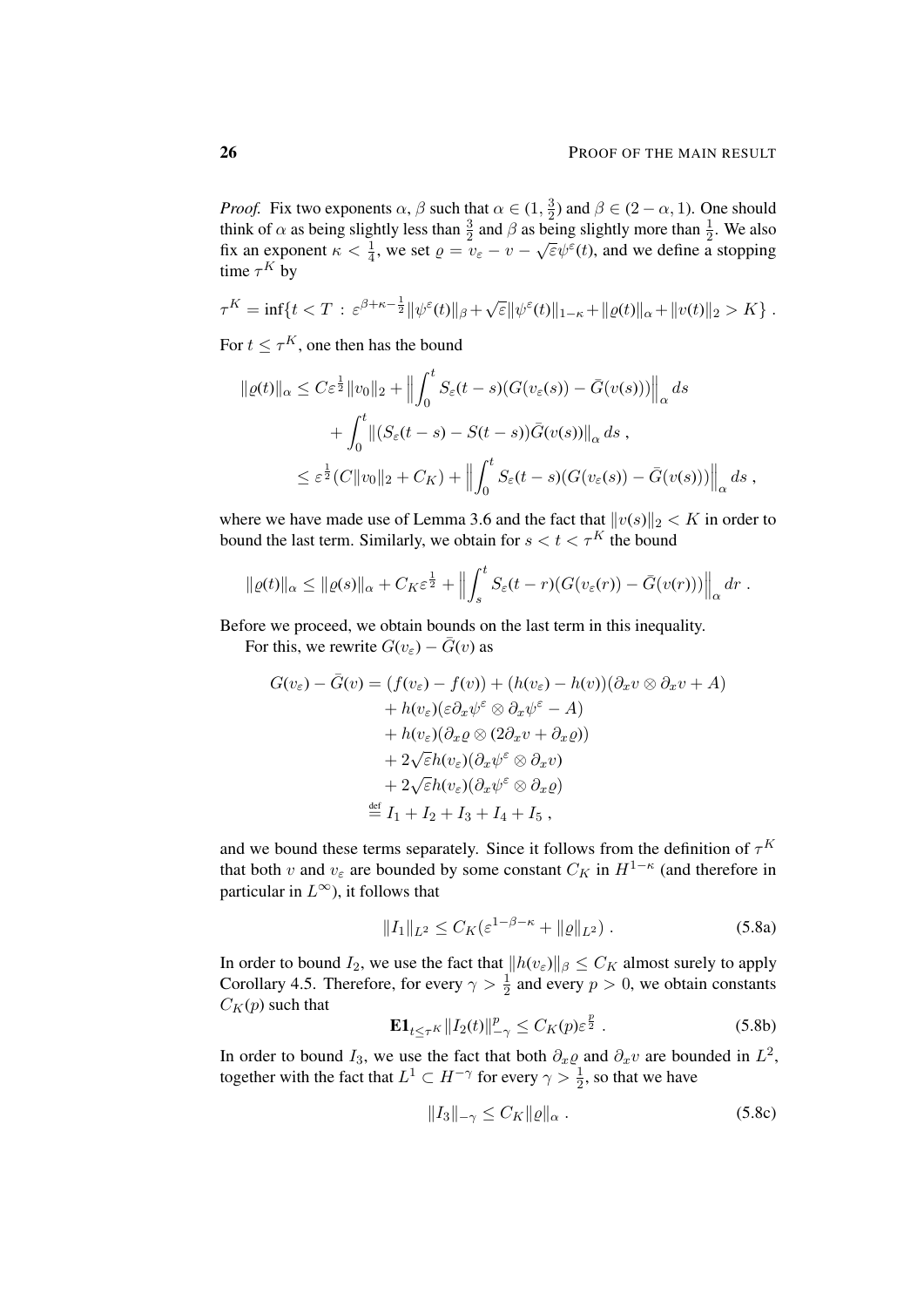*Proof.* Fix two exponents $\alpha$, $\beta$ such that $\alpha \in (1, \frac{3}{2})$ and $\beta \in (2-\alpha, 1)$. One should think of $\alpha$ as being slightly less than $\frac{3}{2}$ and $\beta$ as being slightly more than $\frac{1}{2}$. We also fix an exponent $\kappa < \frac{1}{4}$, we set $\varrho = v_\varepsilon - v - \sqrt{\varepsilon}\psi^\varepsilon(t)$, and we define a stopping time $\tau^K$ by

$$\tau^K = \inf\{t < T \,:\, \varepsilon^{\beta+\kappa-\frac{1}{2}}\|\psi^\varepsilon(t)\|_\beta + \sqrt{\varepsilon}\|\psi^\varepsilon(t)\|_{1-\kappa} + \|\varrho(t)\|_\alpha + \|v(t)\|_2 > K\}\;.$$

For $t \le \tau^K$, one then has the bound

$$\begin{aligned}
\|\varrho(t)\|_\alpha &\le C\varepsilon^{\frac{1}{2}}\|v_0\|_2 + \Big\|\int_0^t S_\varepsilon(t-s)(G(v_\varepsilon(s)) - \bar G(v(s)))\Big\|_\alpha\,ds \\
&\quad + \int_0^t \|(S_\varepsilon(t-s) - S(t-s))\bar G(v(s))\|_\alpha\,ds\;, \\
&\le \varepsilon^{\frac{1}{2}}(C\|v_0\|_2 + C_K) + \Big\|\int_0^t S_\varepsilon(t-s)(G(v_\varepsilon(s)) - \bar G(v(s)))\Big\|_\alpha\,ds\;,
\end{aligned}$$

where we have made use of Lemma 3.6 and the fact that $\|v(s)\|_2 < K$ in order to bound the last term. Similarly, we obtain for $s < t < \tau^K$ the bound

$$\|\varrho(t)\|_\alpha \le \|\varrho(s)\|_\alpha + C_K\varepsilon^{\frac{1}{2}} + \Big\|\int_s^t S_\varepsilon(t-r)(G(v_\varepsilon(r)) - \bar G(v(r)))\Big\|_\alpha\,dr\;.$$

Before we proceed, we obtain bounds on the last term in this inequality.

For this, we rewrite $G(v_\varepsilon) - \bar G(v)$ as

$$\begin{aligned}
G(v_\varepsilon) - \bar G(v) &= (f(v_\varepsilon) - f(v)) + (h(v_\varepsilon) - h(v))(\partial_x v \otimes \partial_x v + A) \\
&\quad + h(v_\varepsilon)(\varepsilon\partial_x\psi^\varepsilon \otimes \partial_x\psi^\varepsilon - A) \\
&\quad + h(v_\varepsilon)(\partial_x\varrho \otimes (2\partial_x v + \partial_x\varrho)) \\
&\quad + 2\sqrt{\varepsilon}h(v_\varepsilon)(\partial_x\psi^\varepsilon \otimes \partial_x v) \\
&\quad + 2\sqrt{\varepsilon}h(v_\varepsilon)(\partial_x\psi^\varepsilon \otimes \partial_x\varrho) \\
&\stackrel{\text{def}}{=} I_1 + I_2 + I_3 + I_4 + I_5\;,
\end{aligned}$$

and we bound these terms separately. Since it follows from the definition of $\tau^K$ that both $v$ and $v_\varepsilon$ are bounded by some constant $C_K$ in $H^{1-\kappa}$ (and therefore in particular in $L^\infty$), it follows that

$$\|I_1\|_{L^2} \le C_K(\varepsilon^{1-\beta-\kappa} + \|\varrho\|_{L^2})\;. \tag{5.8a}$$

In order to bound $I_2$, we use the fact that $\|h(v_\varepsilon)\|_\beta \le C_K$ almost surely to apply Corollary 4.5. Therefore, for every $\gamma > \frac{1}{2}$ and every $p > 0$, we obtain constants $C_K(p)$ such that

$$\mathbf{E}\mathbf{1}_{t\le\tau^K}\|I_2(t)\|_{-\gamma}^p \le C_K(p)\varepsilon^{\frac{p}{2}}\;. \tag{5.8b}$$

In order to bound $I_3$, we use the fact that both $\partial_x\varrho$ and $\partial_x v$ are bounded in $L^2$, together with the fact that $L^1 \subset H^{-\gamma}$ for every $\gamma > \frac{1}{2}$, so that we have

$$\|I_3\|_{-\gamma} \le C_K\|\varrho\|_\alpha\;. \tag{5.8c}$$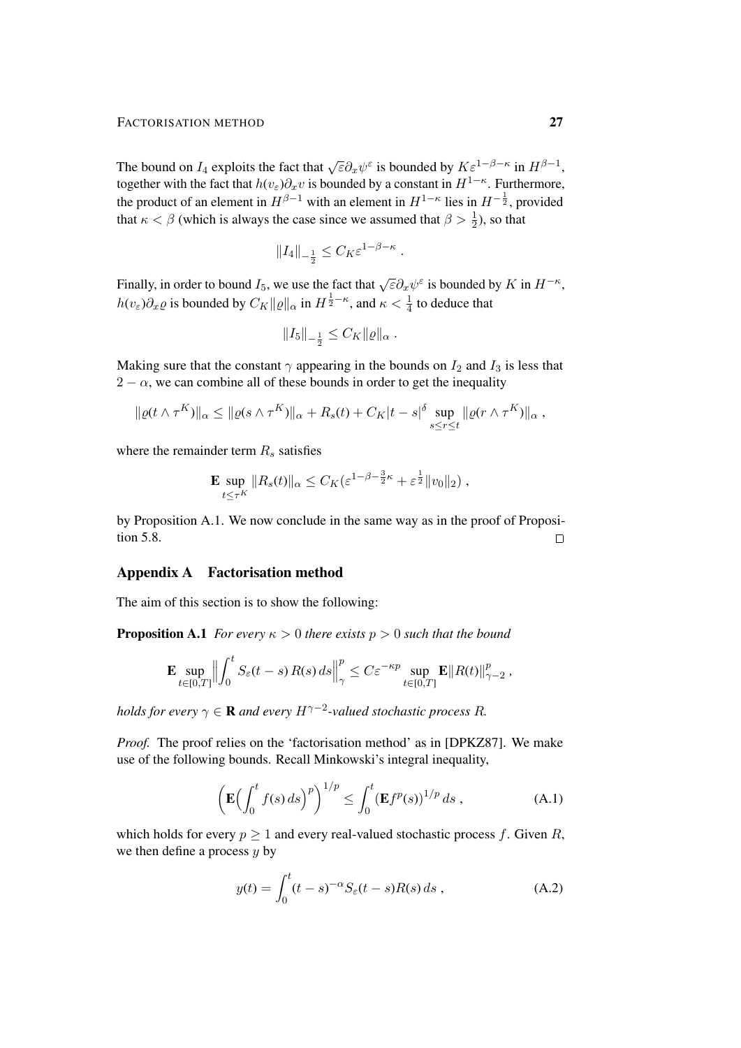The bound on $I_4$ exploits the fact that $\sqrt{\varepsilon}\partial_x \psi^\varepsilon$ is bounded by $K\varepsilon^{1-\beta-\kappa}$ in $H^{\beta-1}$, together with the fact that $h(v_\varepsilon)\partial_x v$ is bounded by a constant in $H^{1-\kappa}$. Furthermore, the product of an element in $H^{\beta-1}$ with an element in $H^{1-\kappa}$ lies in $H^{-\frac{1}{2}}$, provided that $\kappa < \beta$ (which is always the case since we assumed that $\beta > \frac{1}{2}$), so that

$$\|I_4\|_{-\frac{1}{2}} \leq C_K \varepsilon^{1-\beta-\kappa} .$$

Finally, in order to bound $I_5$, we use the fact that $\sqrt{\varepsilon}\partial_x \psi^\varepsilon$ is bounded by $K$ in $H^{-\kappa}$, $h(v_\varepsilon)\partial_x \varrho$ is bounded by $C_K\|\varrho\|_\alpha$ in $H^{\frac{1}{2}-\kappa}$, and $\kappa < \frac{1}{4}$ to deduce that

$$\|I_5\|_{-\frac{1}{2}} \leq C_K \|\varrho\|_\alpha .$$

Making sure that the constant $\gamma$ appearing in the bounds on $I_2$ and $I_3$ is less that $2-\alpha$, we can combine all of these bounds in order to get the inequality

$$\|\varrho(t\wedge\tau^K)\|_\alpha \leq \|\varrho(s\wedge\tau^K)\|_\alpha + R_s(t) + C_K|t-s|^\delta \sup_{s\leq r\leq t} \|\varrho(r\wedge\tau^K)\|_\alpha ,$$

where the remainder term $R_s$ satisfies

$$\mathbf{E} \sup_{t\leq\tau^K} \|R_s(t)\|_\alpha \leq C_K(\varepsilon^{1-\beta-\frac{3}{2}\kappa} + \varepsilon^{\frac{1}{2}}\|v_0\|_2) ,$$

by Proposition A.1. We now conclude in the same way as in the proof of Proposition 5.8. □

## Appendix A Factorisation method

The aim of this section is to show the following:

**Proposition A.1** *For every $\kappa > 0$ there exists $p > 0$ such that the bound*

$$\mathbf{E} \sup_{t\in[0,T]} \Big\|\int_0^t S_\varepsilon(t-s)\, R(s)\, ds\Big\|_\gamma^p \leq C\varepsilon^{-\kappa p} \sup_{t\in[0,T]} \mathbf{E}\|R(t)\|_{\gamma-2}^p ,$$

*holds for every $\gamma \in \mathbf{R}$ and every $H^{\gamma-2}$-valued stochastic process $R$.*

*Proof.* The proof relies on the 'factorisation method' as in [DPKZ87]. We make use of the following bounds. Recall Minkowski's integral inequality,

$$\Big(\mathbf{E}\Big(\int_0^t f(s)\, ds\Big)^p\Big)^{1/p} \leq \int_0^t (\mathbf{E} f^p(s))^{1/p}\, ds , \tag{A.1}$$

which holds for every $p \geq 1$ and every real-valued stochastic process $f$. Given $R$, we then define a process $y$ by

$$y(t) = \int_0^t (t-s)^{-\alpha} S_\varepsilon(t-s) R(s)\, ds , \tag{A.2}$$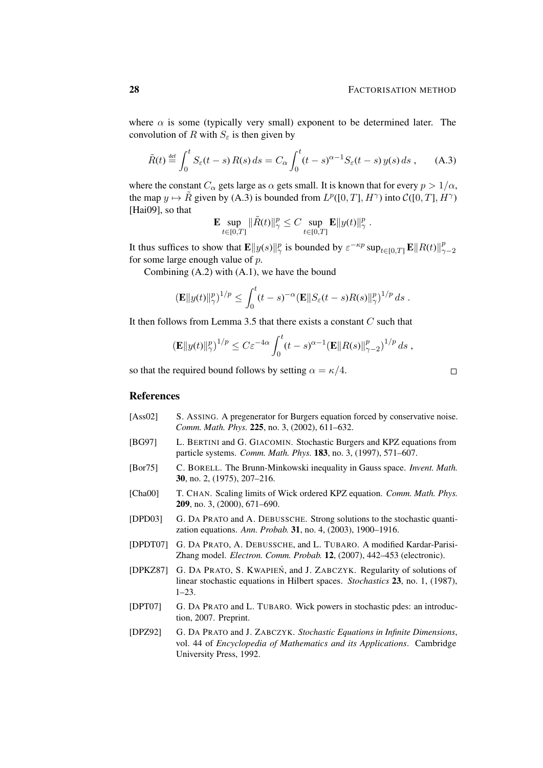where $\alpha$ is some (typically very small) exponent to be determined later. The convolution of $R$ with $S_\varepsilon$ is then given by

$$\tilde{R}(t) \stackrel{\text{def}}{=} \int_0^t S_\varepsilon(t-s)\, R(s)\, ds = C_\alpha \int_0^t (t-s)^{\alpha-1} S_\varepsilon(t-s)\, y(s)\, ds\;, \qquad \text{(A.3)}$$

where the constant $C_\alpha$ gets large as $\alpha$ gets small. It is known that for every $p > 1/\alpha$, the map $y \mapsto \tilde{R}$ given by (A.3) is bounded from $L^p([0,T], H^\gamma)$ into $\mathcal{C}([0,T], H^\gamma)$ [Hai09], so that

$$\mathbf{E} \sup_{t\in[0,T]} \|\tilde{R}(t)\|_\gamma^p \le C \sup_{t\in[0,T]} \mathbf{E}\|y(t)\|_\gamma^p\;.$$

It thus suffices to show that $\mathbf{E}\|y(s)\|_\gamma^p$ is bounded by $\varepsilon^{-\kappa p} \sup_{t\in[0,T]} \mathbf{E}\|R(t)\|_{\gamma-2}^p$ for some large enough value of $p$.

Combining (A.2) with (A.1), we have the bound

$$\big(\mathbf{E}\|y(t)\|_\gamma^p\big)^{1/p} \le \int_0^t (t-s)^{-\alpha} \big(\mathbf{E}\|S_\varepsilon(t-s) R(s)\|_\gamma^p\big)^{1/p}\, ds\;.$$

It then follows from Lemma 3.5 that there exists a constant $C$ such that

$$\big(\mathbf{E}\|y(t)\|_\gamma^p\big)^{1/p} \le C\varepsilon^{-4\alpha} \int_0^t (t-s)^{\alpha-1} \big(\mathbf{E}\|R(s)\|_{\gamma-2}^p\big)^{1/p}\, ds\;,$$

so that the required bound follows by setting $\alpha = \kappa/4$. □

## References

[Ass02] S. Assing. A pregenerator for Burgers equation forced by conservative noise. *Comm. Math. Phys.* **225**, no. 3, (2002), 611–632.

[BG97] L. Bertini and G. Giacomin. Stochastic Burgers and KPZ equations from particle systems. *Comm. Math. Phys.* **183**, no. 3, (1997), 571–607.

[Bor75] C. Borell. The Brunn-Minkowski inequality in Gauss space. *Invent. Math.* **30**, no. 2, (1975), 207–216.

[Cha00] T. Chan. Scaling limits of Wick ordered KPZ equation. *Comm. Math. Phys.* **209**, no. 3, (2000), 671–690.

[DPD03] G. Da Prato and A. Debussche. Strong solutions to the stochastic quantization equations. *Ann. Probab.* **31**, no. 4, (2003), 1900–1916.

[DPDT07] G. Da Prato, A. Debussche, and L. Tubaro. A modified Kardar-Parisi-Zhang model. *Electron. Comm. Probab.* **12**, (2007), 442–453 (electronic).

[DPKZ87] G. Da Prato, S. Kwapień, and J. Zabczyk. Regularity of solutions of linear stochastic equations in Hilbert spaces. *Stochastics* **23**, no. 1, (1987), 1–23.

[DPT07] G. Da Prato and L. Tubaro. Wick powers in stochastic pdes: an introduction, 2007. Preprint.

[DPZ92] G. Da Prato and J. Zabczyk. *Stochastic Equations in Infinite Dimensions*, vol. 44 of *Encyclopedia of Mathematics and its Applications*. Cambridge University Press, 1992.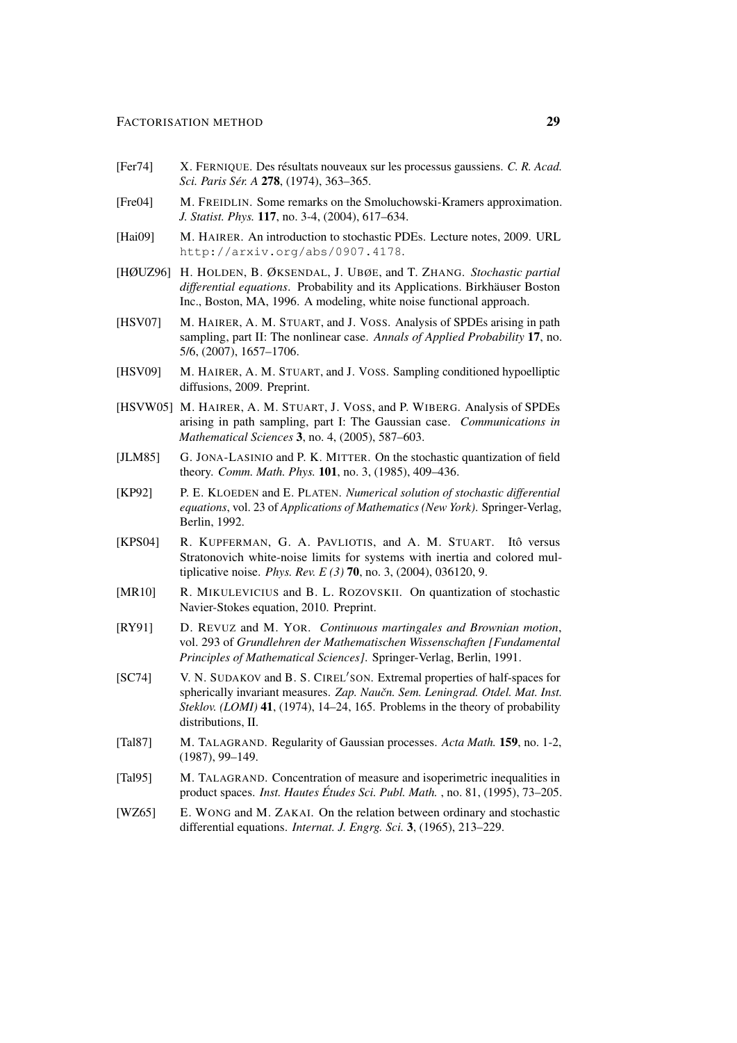[Fer74] X. FERNIQUE. Des résultats nouveaux sur les processus gaussiens. *C. R. Acad. Sci. Paris Sér. A* **278**, (1974), 363–365.

[Fre04] M. FREIDLIN. Some remarks on the Smoluchowski-Kramers approximation. *J. Statist. Phys.* **117**, no. 3-4, (2004), 617–634.

[Hai09] M. HAIRER. An introduction to stochastic PDEs. Lecture notes, 2009. URL `http://arxiv.org/abs/0907.4178`.

[HØUZ96] H. HOLDEN, B. ØKSENDAL, J. UBØE, and T. ZHANG. *Stochastic partial differential equations*. Probability and its Applications. Birkhäuser Boston Inc., Boston, MA, 1996. A modeling, white noise functional approach.

[HSV07] M. HAIRER, A. M. STUART, and J. VOSS. Analysis of SPDEs arising in path sampling, part II: The nonlinear case. *Annals of Applied Probability* **17**, no. 5/6, (2007), 1657–1706.

[HSV09] M. HAIRER, A. M. STUART, and J. VOSS. Sampling conditioned hypoelliptic diffusions, 2009. Preprint.

[HSVW05] M. HAIRER, A. M. STUART, J. VOSS, and P. WIBERG. Analysis of SPDEs arising in path sampling, part I: The Gaussian case. *Communications in Mathematical Sciences* **3**, no. 4, (2005), 587–603.

[JLM85] G. JONA-LASINIO and P. K. MITTER. On the stochastic quantization of field theory. *Comm. Math. Phys.* **101**, no. 3, (1985), 409–436.

[KP92] P. E. KLOEDEN and E. PLATEN. *Numerical solution of stochastic differential equations*, vol. 23 of *Applications of Mathematics (New York)*. Springer-Verlag, Berlin, 1992.

[KPS04] R. KUPFERMAN, G. A. PAVLIOTIS, and A. M. STUART. Itô versus Stratonovich white-noise limits for systems with inertia and colored multiplicative noise. *Phys. Rev. E (3)* **70**, no. 3, (2004), 036120, 9.

[MR10] R. MIKULEVICIUS and B. L. ROZOVSKII. On quantization of stochastic Navier-Stokes equation, 2010. Preprint.

[RY91] D. REVUZ and M. YOR. *Continuous martingales and Brownian motion*, vol. 293 of *Grundlehren der Mathematischen Wissenschaften [Fundamental Principles of Mathematical Sciences]*. Springer-Verlag, Berlin, 1991.

[SC74] V. N. SUDAKOV and B. S. CIREL′SON. Extremal properties of half-spaces for spherically invariant measures. *Zap. Naučn. Sem. Leningrad. Otdel. Mat. Inst. Steklov. (LOMI)* **41**, (1974), 14–24, 165. Problems in the theory of probability distributions, II.

[Tal87] M. TALAGRAND. Regularity of Gaussian processes. *Acta Math.* **159**, no. 1-2, (1987), 99–149.

[Tal95] M. TALAGRAND. Concentration of measure and isoperimetric inequalities in product spaces. *Inst. Hautes Études Sci. Publ. Math.* , no. 81, (1995), 73–205.

[WZ65] E. WONG and M. ZAKAI. On the relation between ordinary and stochastic differential equations. *Internat. J. Engrg. Sci.* **3**, (1965), 213–229.